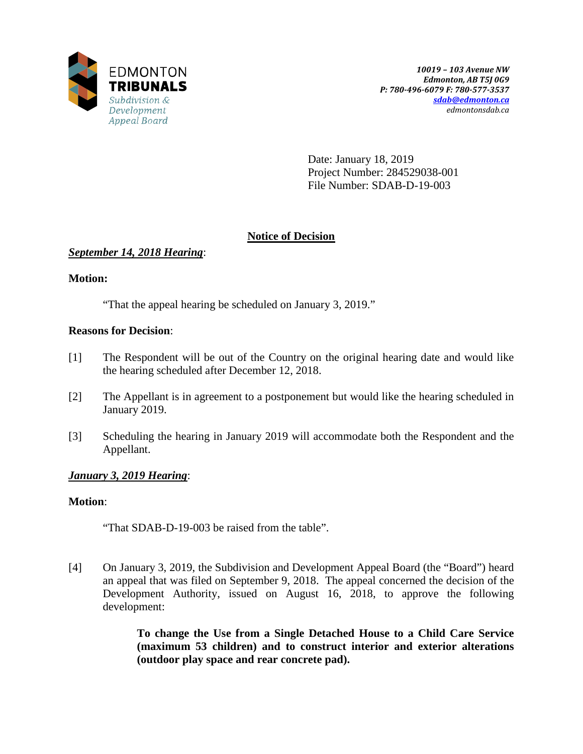EDMONTON
**TRIBUNALS**
*Subdivision & Development Appeal Board*

*10019 – 103 Avenue NW*
*Edmonton, AB T5J 0G9*
*P: 780-496-6079 F: 780-577-3537*
*sdab@edmonton.ca*
*edmontonsdab.ca*

Date: January 18, 2019
Project Number: 284529038-001
File Number: SDAB-D-19-003

## Notice of Decision

***September 14, 2018 Hearing***:

**Motion:**

"That the appeal hearing be scheduled on January 3, 2019."

**Reasons for Decision**:

[1] The Respondent will be out of the Country on the original hearing date and would like the hearing scheduled after December 12, 2018.

[2] The Appellant is in agreement to a postponement but would like the hearing scheduled in January 2019.

[3] Scheduling the hearing in January 2019 will accommodate both the Respondent and the Appellant.

***January 3, 2019 Hearing***:

**Motion**:

"That SDAB-D-19-003 be raised from the table".

[4] On January 3, 2019, the Subdivision and Development Appeal Board (the "Board") heard an appeal that was filed on September 9, 2018. The appeal concerned the decision of the Development Authority, issued on August 16, 2018, to approve the following development:

> **To change the Use from a Single Detached House to a Child Care Service (maximum 53 children) and to construct interior and exterior alterations (outdoor play space and rear concrete pad).**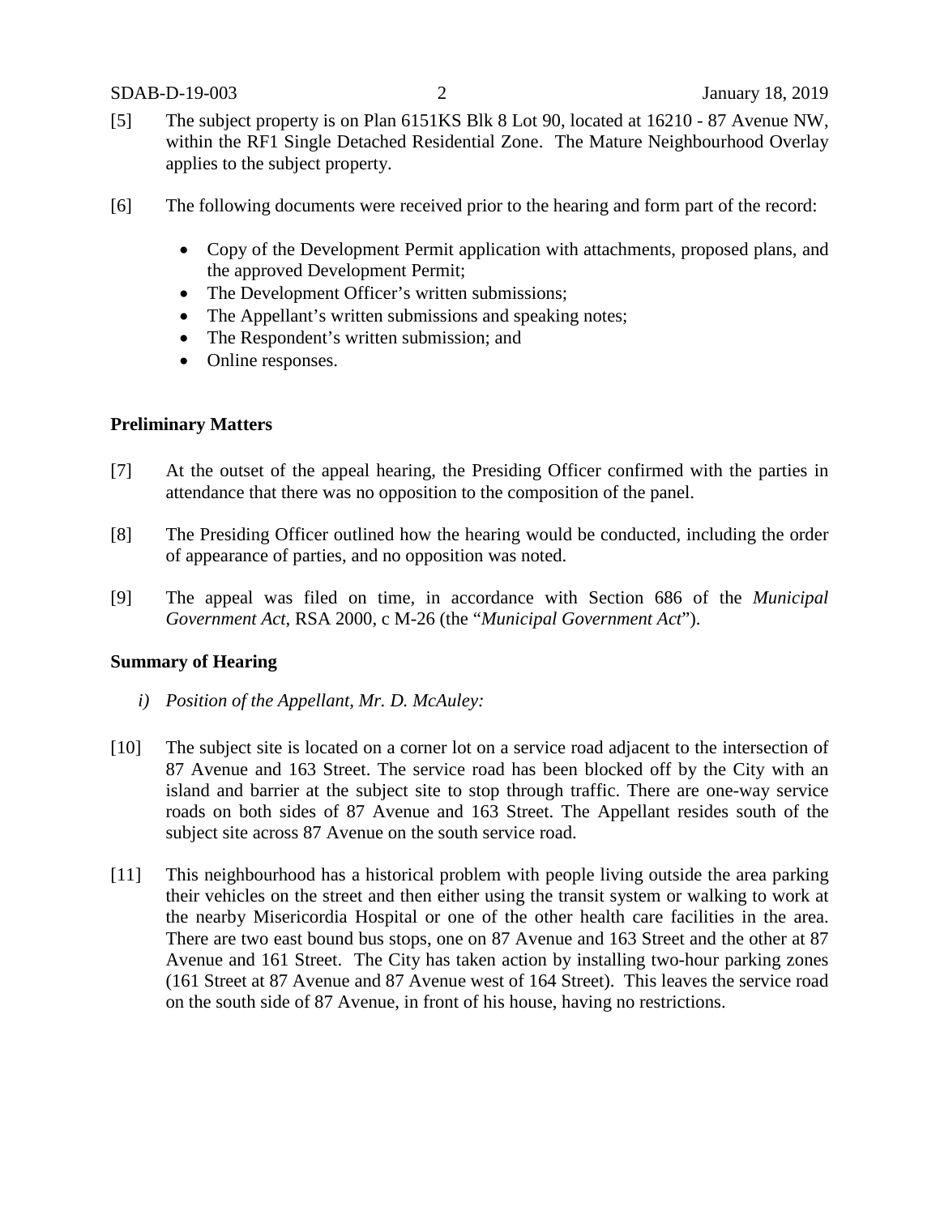[5] The subject property is on Plan 6151KS Blk 8 Lot 90, located at 16210 - 87 Avenue NW, within the RF1 Single Detached Residential Zone. The Mature Neighbourhood Overlay applies to the subject property.

[6] The following documents were received prior to the hearing and form part of the record:

- Copy of the Development Permit application with attachments, proposed plans, and the approved Development Permit;
- The Development Officer's written submissions;
- The Appellant's written submissions and speaking notes;
- The Respondent's written submission; and
- Online responses.

**Preliminary Matters**

[7] At the outset of the appeal hearing, the Presiding Officer confirmed with the parties in attendance that there was no opposition to the composition of the panel.

[8] The Presiding Officer outlined how the hearing would be conducted, including the order of appearance of parties, and no opposition was noted.

[9] The appeal was filed on time, in accordance with Section 686 of the *Municipal Government Act*, RSA 2000, c M-26 (the "*Municipal Government Act*").

**Summary of Hearing**

*i) Position of the Appellant, Mr. D. McAuley:*

[10] The subject site is located on a corner lot on a service road adjacent to the intersection of 87 Avenue and 163 Street. The service road has been blocked off by the City with an island and barrier at the subject site to stop through traffic. There are one-way service roads on both sides of 87 Avenue and 163 Street. The Appellant resides south of the subject site across 87 Avenue on the south service road.

[11] This neighbourhood has a historical problem with people living outside the area parking their vehicles on the street and then either using the transit system or walking to work at the nearby Misericordia Hospital or one of the other health care facilities in the area. There are two east bound bus stops, one on 87 Avenue and 163 Street and the other at 87 Avenue and 161 Street. The City has taken action by installing two-hour parking zones (161 Street at 87 Avenue and 87 Avenue west of 164 Street). This leaves the service road on the south side of 87 Avenue, in front of his house, having no restrictions.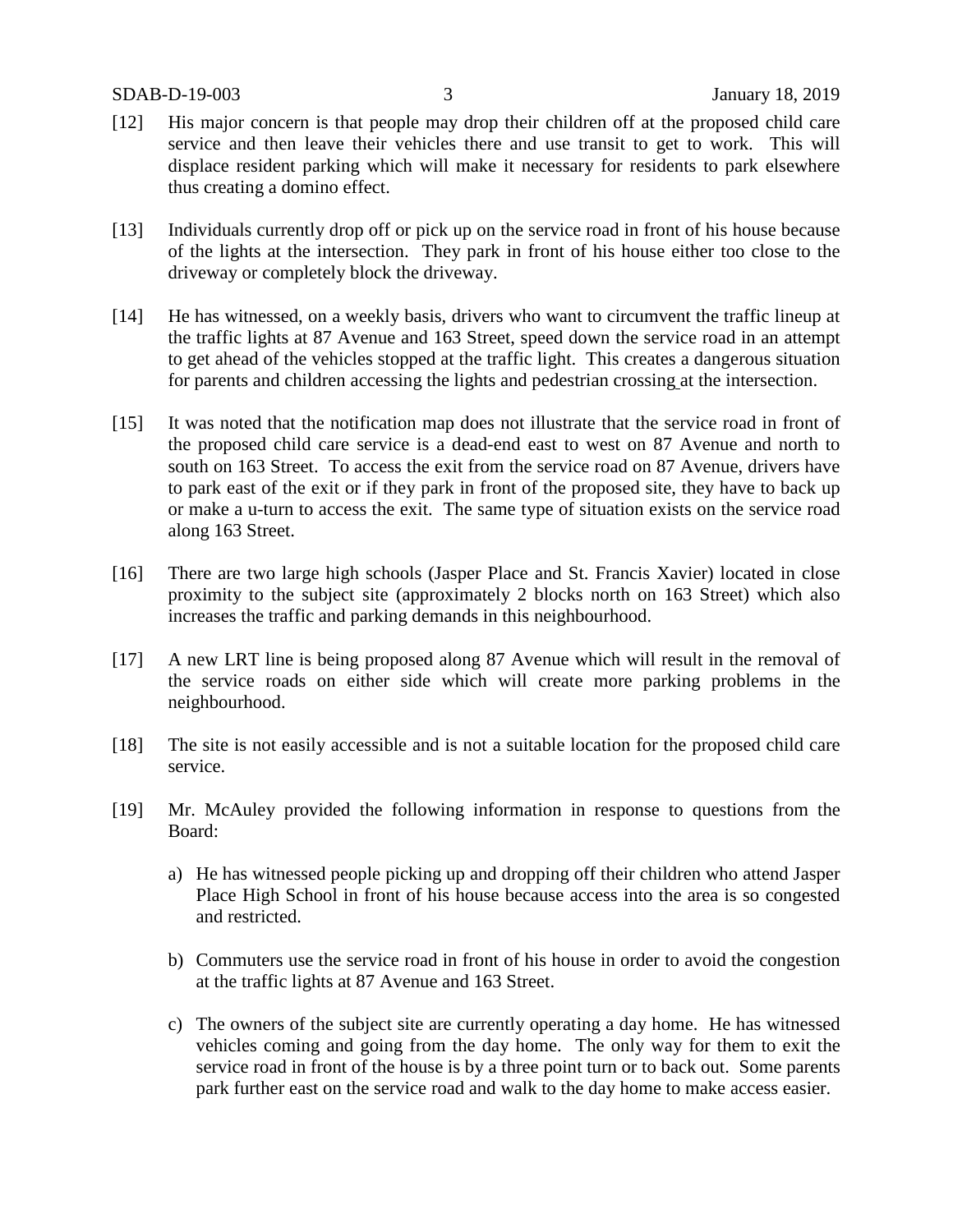[12] His major concern is that people may drop their children off at the proposed child care service and then leave their vehicles there and use transit to get to work. This will displace resident parking which will make it necessary for residents to park elsewhere thus creating a domino effect.

[13] Individuals currently drop off or pick up on the service road in front of his house because of the lights at the intersection. They park in front of his house either too close to the driveway or completely block the driveway.

[14] He has witnessed, on a weekly basis, drivers who want to circumvent the traffic lineup at the traffic lights at 87 Avenue and 163 Street, speed down the service road in an attempt to get ahead of the vehicles stopped at the traffic light. This creates a dangerous situation for parents and children accessing the lights and pedestrian crossing at the intersection.

[15] It was noted that the notification map does not illustrate that the service road in front of the proposed child care service is a dead-end east to west on 87 Avenue and north to south on 163 Street. To access the exit from the service road on 87 Avenue, drivers have to park east of the exit or if they park in front of the proposed site, they have to back up or make a u-turn to access the exit. The same type of situation exists on the service road along 163 Street.

[16] There are two large high schools (Jasper Place and St. Francis Xavier) located in close proximity to the subject site (approximately 2 blocks north on 163 Street) which also increases the traffic and parking demands in this neighbourhood.

[17] A new LRT line is being proposed along 87 Avenue which will result in the removal of the service roads on either side which will create more parking problems in the neighbourhood.

[18] The site is not easily accessible and is not a suitable location for the proposed child care service.

[19] Mr. McAuley provided the following information in response to questions from the Board:

a) He has witnessed people picking up and dropping off their children who attend Jasper Place High School in front of his house because access into the area is so congested and restricted.

b) Commuters use the service road in front of his house in order to avoid the congestion at the traffic lights at 87 Avenue and 163 Street.

c) The owners of the subject site are currently operating a day home. He has witnessed vehicles coming and going from the day home. The only way for them to exit the service road in front of the house is by a three point turn or to back out. Some parents park further east on the service road and walk to the day home to make access easier.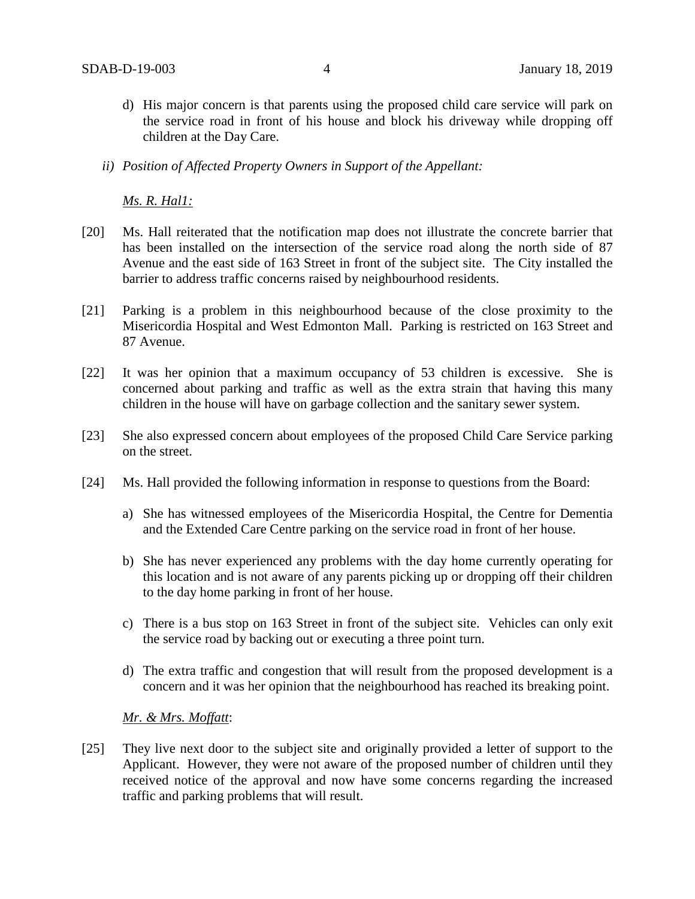d) His major concern is that parents using the proposed child care service will park on the service road in front of his house and block his driveway while dropping off children at the Day Care.

*ii) Position of Affected Property Owners in Support of the Appellant:*

*Ms. R. Hal1:*

[20] Ms. Hall reiterated that the notification map does not illustrate the concrete barrier that has been installed on the intersection of the service road along the north side of 87 Avenue and the east side of 163 Street in front of the subject site. The City installed the barrier to address traffic concerns raised by neighbourhood residents.

[21] Parking is a problem in this neighbourhood because of the close proximity to the Misericordia Hospital and West Edmonton Mall. Parking is restricted on 163 Street and 87 Avenue.

[22] It was her opinion that a maximum occupancy of 53 children is excessive. She is concerned about parking and traffic as well as the extra strain that having this many children in the house will have on garbage collection and the sanitary sewer system.

[23] She also expressed concern about employees of the proposed Child Care Service parking on the street.

[24] Ms. Hall provided the following information in response to questions from the Board:

a) She has witnessed employees of the Misericordia Hospital, the Centre for Dementia and the Extended Care Centre parking on the service road in front of her house.

b) She has never experienced any problems with the day home currently operating for this location and is not aware of any parents picking up or dropping off their children to the day home parking in front of her house.

c) There is a bus stop on 163 Street in front of the subject site. Vehicles can only exit the service road by backing out or executing a three point turn.

d) The extra traffic and congestion that will result from the proposed development is a concern and it was her opinion that the neighbourhood has reached its breaking point.

*Mr. & Mrs. Moffatt*:

[25] They live next door to the subject site and originally provided a letter of support to the Applicant. However, they were not aware of the proposed number of children until they received notice of the approval and now have some concerns regarding the increased traffic and parking problems that will result.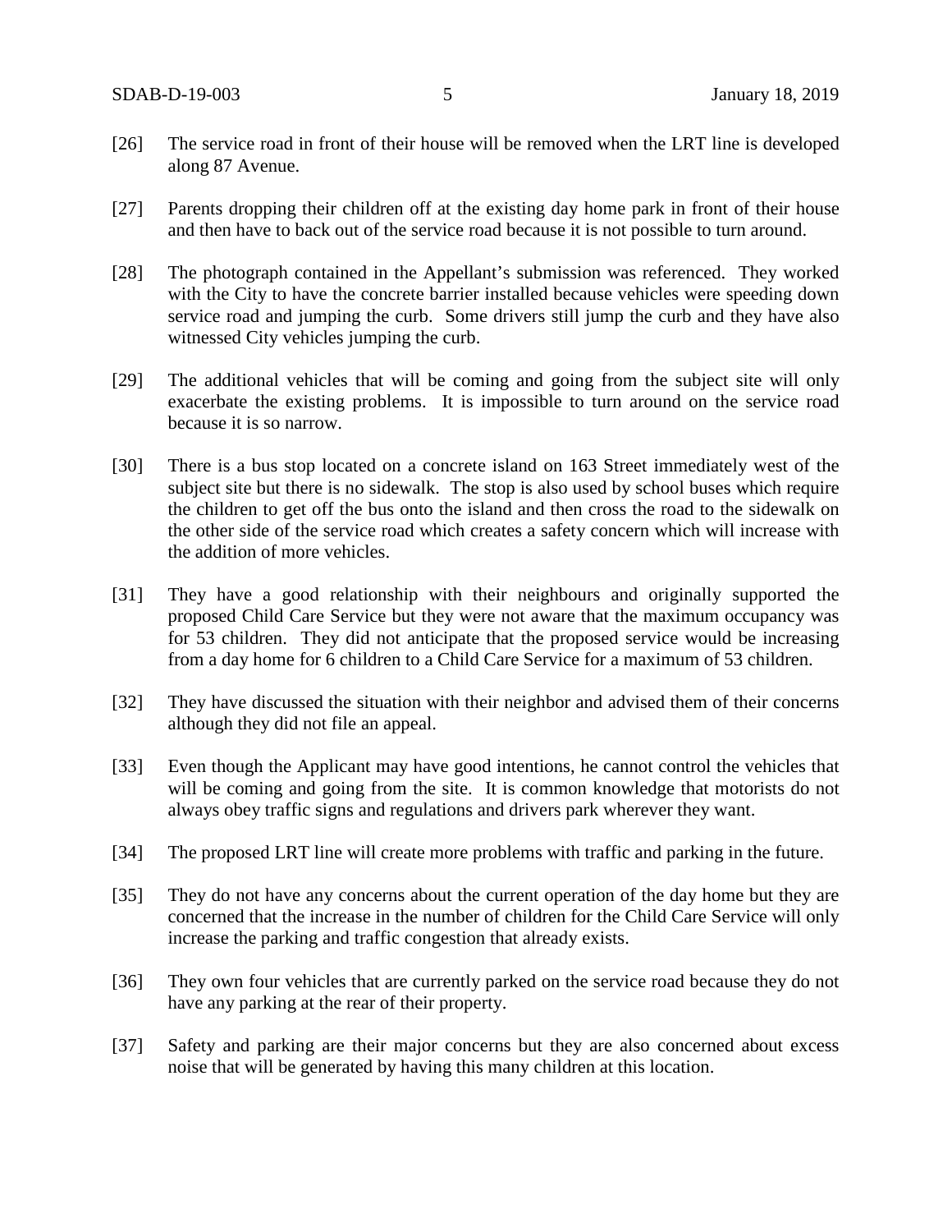[26] The service road in front of their house will be removed when the LRT line is developed along 87 Avenue.

[27] Parents dropping their children off at the existing day home park in front of their house and then have to back out of the service road because it is not possible to turn around.

[28] The photograph contained in the Appellant's submission was referenced. They worked with the City to have the concrete barrier installed because vehicles were speeding down service road and jumping the curb. Some drivers still jump the curb and they have also witnessed City vehicles jumping the curb.

[29] The additional vehicles that will be coming and going from the subject site will only exacerbate the existing problems. It is impossible to turn around on the service road because it is so narrow.

[30] There is a bus stop located on a concrete island on 163 Street immediately west of the subject site but there is no sidewalk. The stop is also used by school buses which require the children to get off the bus onto the island and then cross the road to the sidewalk on the other side of the service road which creates a safety concern which will increase with the addition of more vehicles.

[31] They have a good relationship with their neighbours and originally supported the proposed Child Care Service but they were not aware that the maximum occupancy was for 53 children. They did not anticipate that the proposed service would be increasing from a day home for 6 children to a Child Care Service for a maximum of 53 children.

[32] They have discussed the situation with their neighbor and advised them of their concerns although they did not file an appeal.

[33] Even though the Applicant may have good intentions, he cannot control the vehicles that will be coming and going from the site. It is common knowledge that motorists do not always obey traffic signs and regulations and drivers park wherever they want.

[34] The proposed LRT line will create more problems with traffic and parking in the future.

[35] They do not have any concerns about the current operation of the day home but they are concerned that the increase in the number of children for the Child Care Service will only increase the parking and traffic congestion that already exists.

[36] They own four vehicles that are currently parked on the service road because they do not have any parking at the rear of their property.

[37] Safety and parking are their major concerns but they are also concerned about excess noise that will be generated by having this many children at this location.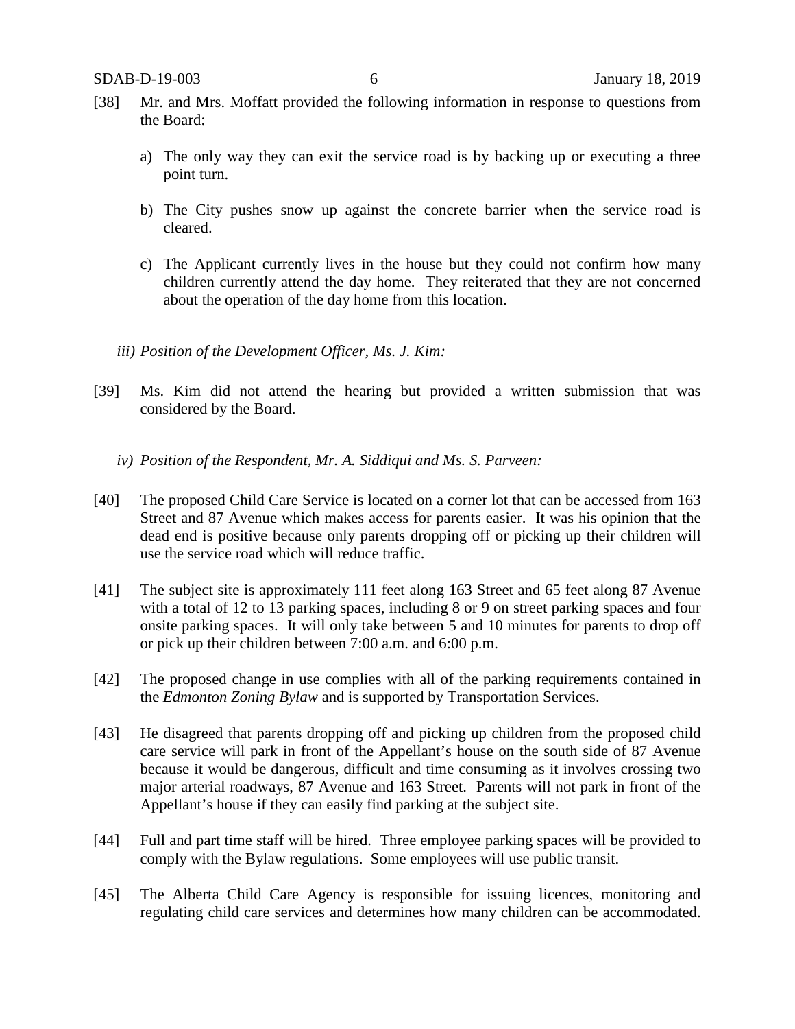[38] Mr. and Mrs. Moffatt provided the following information in response to questions from the Board:

a) The only way they can exit the service road is by backing up or executing a three point turn.

b) The City pushes snow up against the concrete barrier when the service road is cleared.

c) The Applicant currently lives in the house but they could not confirm how many children currently attend the day home. They reiterated that they are not concerned about the operation of the day home from this location.

*iii) Position of the Development Officer, Ms. J. Kim:*

[39] Ms. Kim did not attend the hearing but provided a written submission that was considered by the Board.

*iv) Position of the Respondent, Mr. A. Siddiqui and Ms. S. Parveen:*

[40] The proposed Child Care Service is located on a corner lot that can be accessed from 163 Street and 87 Avenue which makes access for parents easier. It was his opinion that the dead end is positive because only parents dropping off or picking up their children will use the service road which will reduce traffic.

[41] The subject site is approximately 111 feet along 163 Street and 65 feet along 87 Avenue with a total of 12 to 13 parking spaces, including 8 or 9 on street parking spaces and four onsite parking spaces. It will only take between 5 and 10 minutes for parents to drop off or pick up their children between 7:00 a.m. and 6:00 p.m.

[42] The proposed change in use complies with all of the parking requirements contained in the *Edmonton Zoning Bylaw* and is supported by Transportation Services.

[43] He disagreed that parents dropping off and picking up children from the proposed child care service will park in front of the Appellant's house on the south side of 87 Avenue because it would be dangerous, difficult and time consuming as it involves crossing two major arterial roadways, 87 Avenue and 163 Street. Parents will not park in front of the Appellant's house if they can easily find parking at the subject site.

[44] Full and part time staff will be hired. Three employee parking spaces will be provided to comply with the Bylaw regulations. Some employees will use public transit.

[45] The Alberta Child Care Agency is responsible for issuing licences, monitoring and regulating child care services and determines how many children can be accommodated.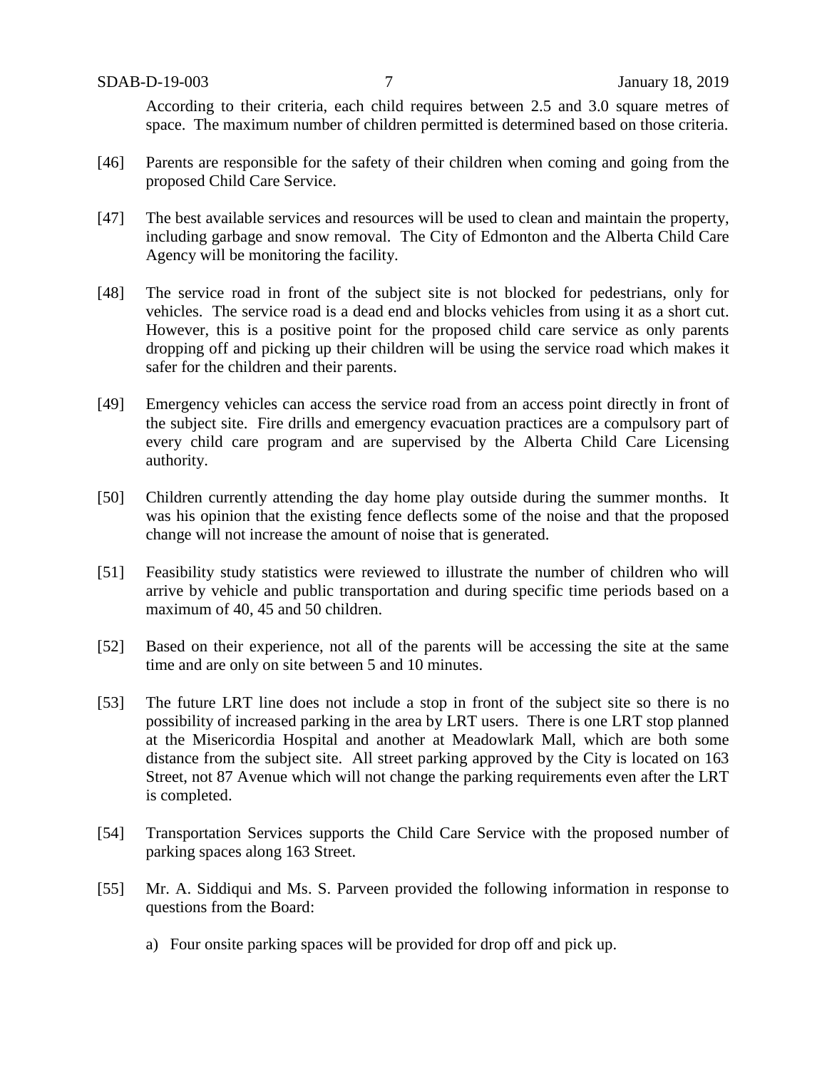According to their criteria, each child requires between 2.5 and 3.0 square metres of space. The maximum number of children permitted is determined based on those criteria.

[46] Parents are responsible for the safety of their children when coming and going from the proposed Child Care Service.

[47] The best available services and resources will be used to clean and maintain the property, including garbage and snow removal. The City of Edmonton and the Alberta Child Care Agency will be monitoring the facility.

[48] The service road in front of the subject site is not blocked for pedestrians, only for vehicles. The service road is a dead end and blocks vehicles from using it as a short cut. However, this is a positive point for the proposed child care service as only parents dropping off and picking up their children will be using the service road which makes it safer for the children and their parents.

[49] Emergency vehicles can access the service road from an access point directly in front of the subject site. Fire drills and emergency evacuation practices are a compulsory part of every child care program and are supervised by the Alberta Child Care Licensing authority.

[50] Children currently attending the day home play outside during the summer months. It was his opinion that the existing fence deflects some of the noise and that the proposed change will not increase the amount of noise that is generated.

[51] Feasibility study statistics were reviewed to illustrate the number of children who will arrive by vehicle and public transportation and during specific time periods based on a maximum of 40, 45 and 50 children.

[52] Based on their experience, not all of the parents will be accessing the site at the same time and are only on site between 5 and 10 minutes.

[53] The future LRT line does not include a stop in front of the subject site so there is no possibility of increased parking in the area by LRT users. There is one LRT stop planned at the Misericordia Hospital and another at Meadowlark Mall, which are both some distance from the subject site. All street parking approved by the City is located on 163 Street, not 87 Avenue which will not change the parking requirements even after the LRT is completed.

[54] Transportation Services supports the Child Care Service with the proposed number of parking spaces along 163 Street.

[55] Mr. A. Siddiqui and Ms. S. Parveen provided the following information in response to questions from the Board:

a) Four onsite parking spaces will be provided for drop off and pick up.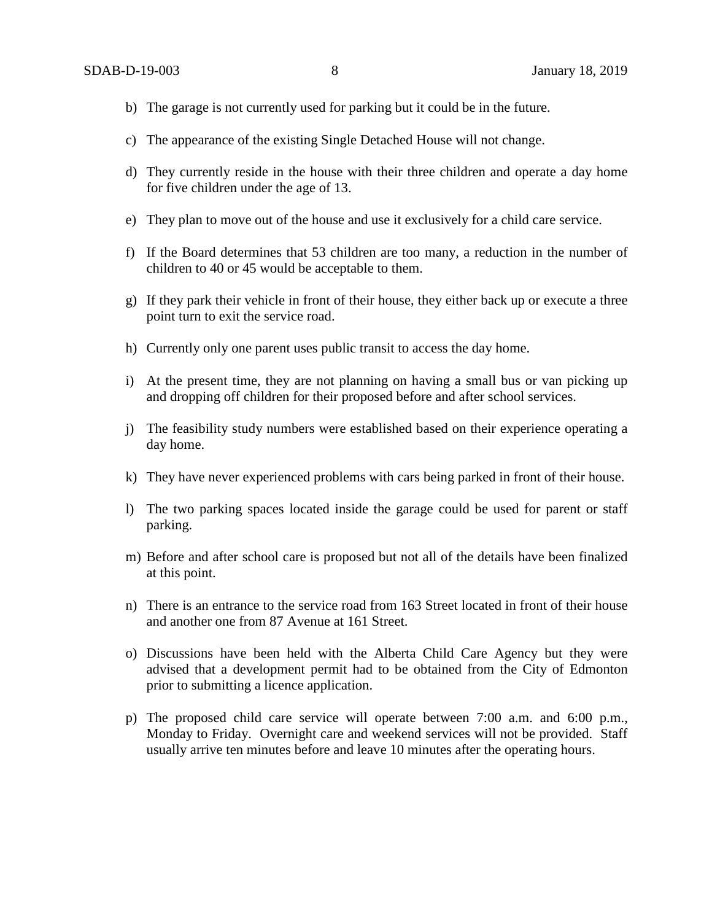b) The garage is not currently used for parking but it could be in the future.

c) The appearance of the existing Single Detached House will not change.

d) They currently reside in the house with their three children and operate a day home for five children under the age of 13.

e) They plan to move out of the house and use it exclusively for a child care service.

f) If the Board determines that 53 children are too many, a reduction in the number of children to 40 or 45 would be acceptable to them.

g) If they park their vehicle in front of their house, they either back up or execute a three point turn to exit the service road.

h) Currently only one parent uses public transit to access the day home.

i) At the present time, they are not planning on having a small bus or van picking up and dropping off children for their proposed before and after school services.

j) The feasibility study numbers were established based on their experience operating a day home.

k) They have never experienced problems with cars being parked in front of their house.

l) The two parking spaces located inside the garage could be used for parent or staff parking.

m) Before and after school care is proposed but not all of the details have been finalized at this point.

n) There is an entrance to the service road from 163 Street located in front of their house and another one from 87 Avenue at 161 Street.

o) Discussions have been held with the Alberta Child Care Agency but they were advised that a development permit had to be obtained from the City of Edmonton prior to submitting a licence application.

p) The proposed child care service will operate between 7:00 a.m. and 6:00 p.m., Monday to Friday. Overnight care and weekend services will not be provided. Staff usually arrive ten minutes before and leave 10 minutes after the operating hours.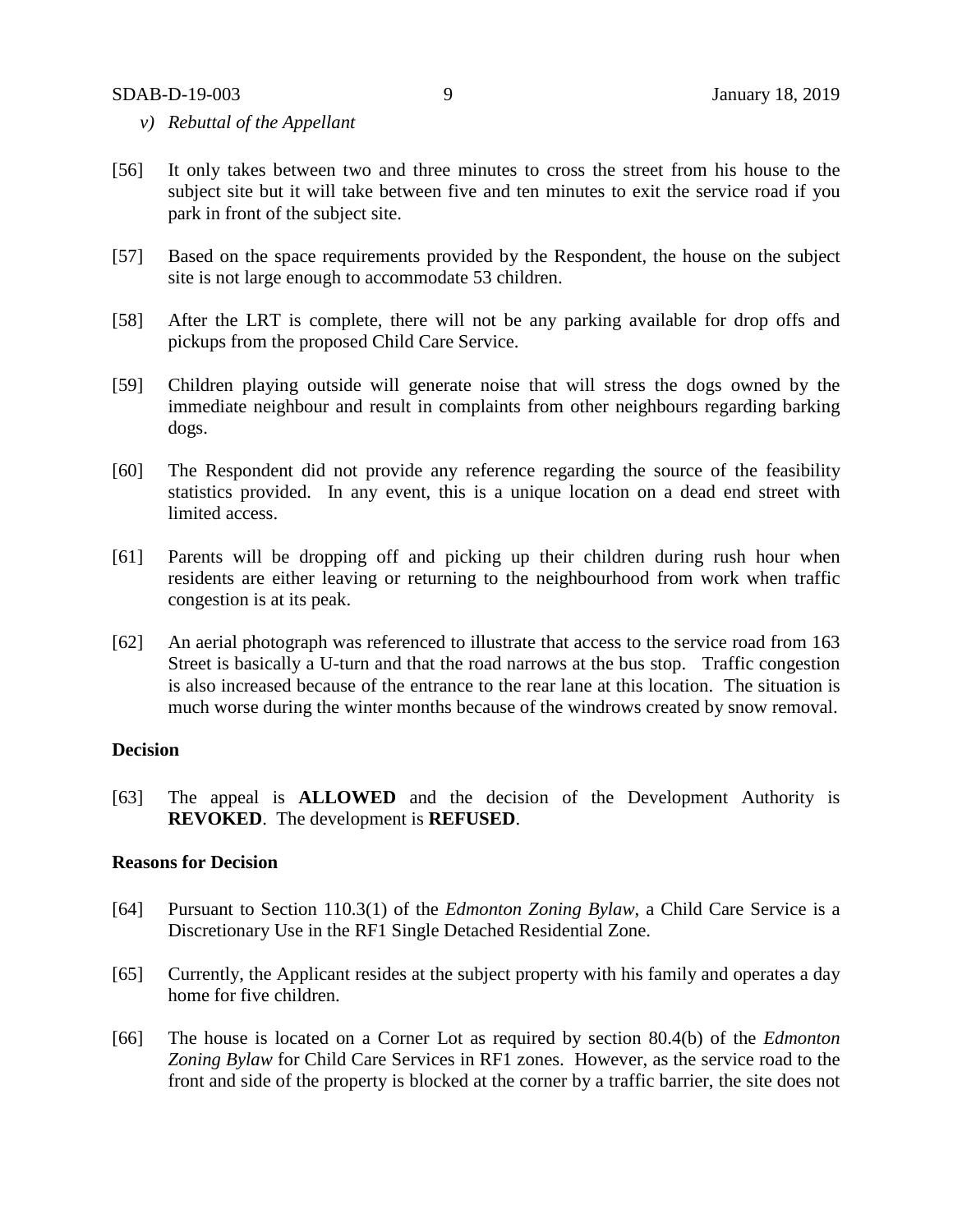*v) Rebuttal of the Appellant*

[56] It only takes between two and three minutes to cross the street from his house to the subject site but it will take between five and ten minutes to exit the service road if you park in front of the subject site.

[57] Based on the space requirements provided by the Respondent, the house on the subject site is not large enough to accommodate 53 children.

[58] After the LRT is complete, there will not be any parking available for drop offs and pickups from the proposed Child Care Service.

[59] Children playing outside will generate noise that will stress the dogs owned by the immediate neighbour and result in complaints from other neighbours regarding barking dogs.

[60] The Respondent did not provide any reference regarding the source of the feasibility statistics provided. In any event, this is a unique location on a dead end street with limited access.

[61] Parents will be dropping off and picking up their children during rush hour when residents are either leaving or returning to the neighbourhood from work when traffic congestion is at its peak.

[62] An aerial photograph was referenced to illustrate that access to the service road from 163 Street is basically a U-turn and that the road narrows at the bus stop. Traffic congestion is also increased because of the entrance to the rear lane at this location. The situation is much worse during the winter months because of the windrows created by snow removal.

**Decision**

[63] The appeal is **ALLOWED** and the decision of the Development Authority is **REVOKED**. The development is **REFUSED**.

**Reasons for Decision**

[64] Pursuant to Section 110.3(1) of the *Edmonton Zoning Bylaw*, a Child Care Service is a Discretionary Use in the RF1 Single Detached Residential Zone.

[65] Currently, the Applicant resides at the subject property with his family and operates a day home for five children.

[66] The house is located on a Corner Lot as required by section 80.4(b) of the *Edmonton Zoning Bylaw* for Child Care Services in RF1 zones. However, as the service road to the front and side of the property is blocked at the corner by a traffic barrier, the site does not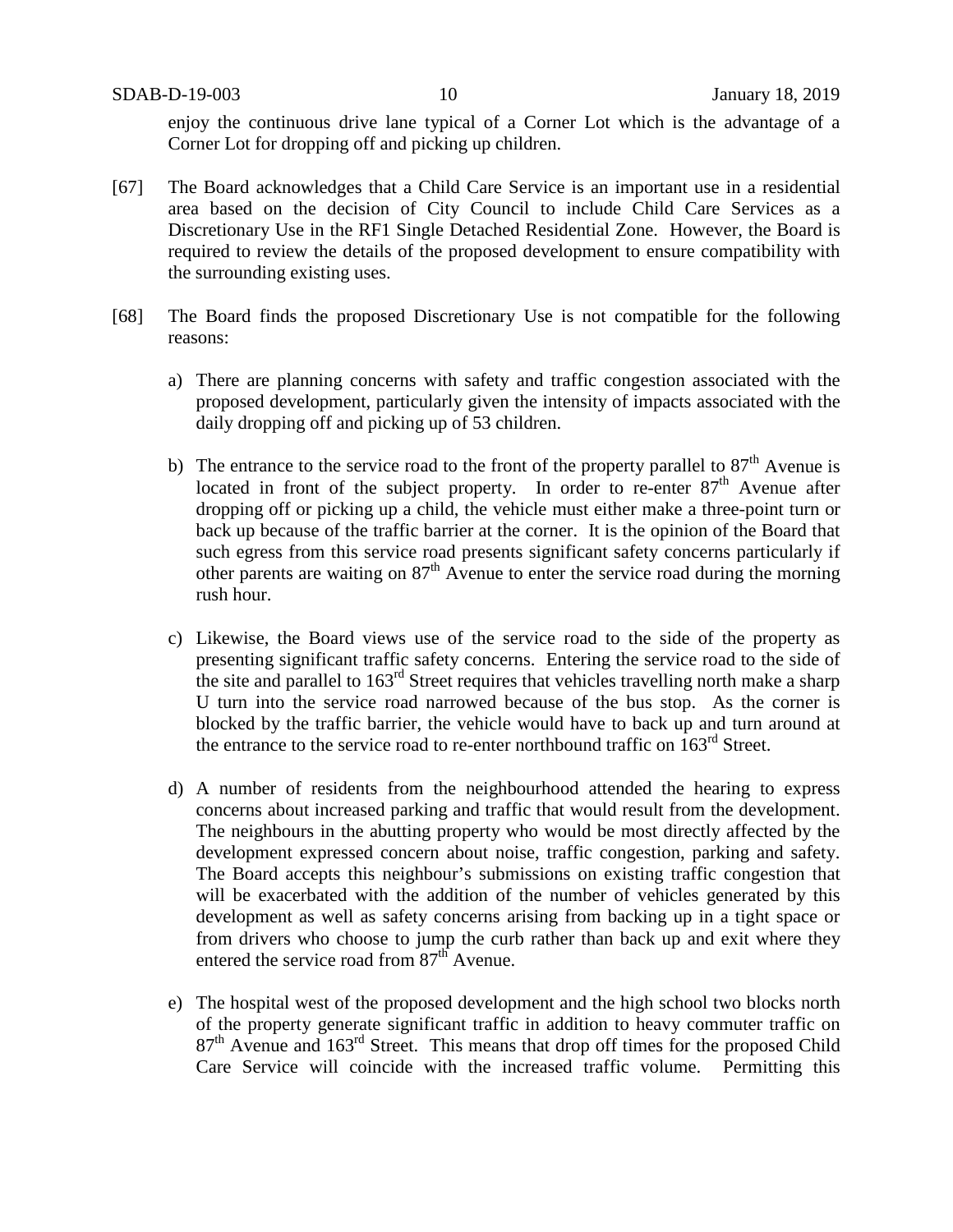enjoy the continuous drive lane typical of a Corner Lot which is the advantage of a Corner Lot for dropping off and picking up children.

[67] The Board acknowledges that a Child Care Service is an important use in a residential area based on the decision of City Council to include Child Care Services as a Discretionary Use in the RF1 Single Detached Residential Zone. However, the Board is required to review the details of the proposed development to ensure compatibility with the surrounding existing uses.

[68] The Board finds the proposed Discretionary Use is not compatible for the following reasons:

a) There are planning concerns with safety and traffic congestion associated with the proposed development, particularly given the intensity of impacts associated with the daily dropping off and picking up of 53 children.

b) The entrance to the service road to the front of the property parallel to 87th Avenue is located in front of the subject property. In order to re-enter 87th Avenue after dropping off or picking up a child, the vehicle must either make a three-point turn or back up because of the traffic barrier at the corner. It is the opinion of the Board that such egress from this service road presents significant safety concerns particularly if other parents are waiting on 87th Avenue to enter the service road during the morning rush hour.

c) Likewise, the Board views use of the service road to the side of the property as presenting significant traffic safety concerns. Entering the service road to the side of the site and parallel to 163rd Street requires that vehicles travelling north make a sharp U turn into the service road narrowed because of the bus stop. As the corner is blocked by the traffic barrier, the vehicle would have to back up and turn around at the entrance to the service road to re-enter northbound traffic on 163rd Street.

d) A number of residents from the neighbourhood attended the hearing to express concerns about increased parking and traffic that would result from the development. The neighbours in the abutting property who would be most directly affected by the development expressed concern about noise, traffic congestion, parking and safety. The Board accepts this neighbour's submissions on existing traffic congestion that will be exacerbated with the addition of the number of vehicles generated by this development as well as safety concerns arising from backing up in a tight space or from drivers who choose to jump the curb rather than back up and exit where they entered the service road from 87th Avenue.

e) The hospital west of the proposed development and the high school two blocks north of the property generate significant traffic in addition to heavy commuter traffic on 87th Avenue and 163rd Street. This means that drop off times for the proposed Child Care Service will coincide with the increased traffic volume. Permitting this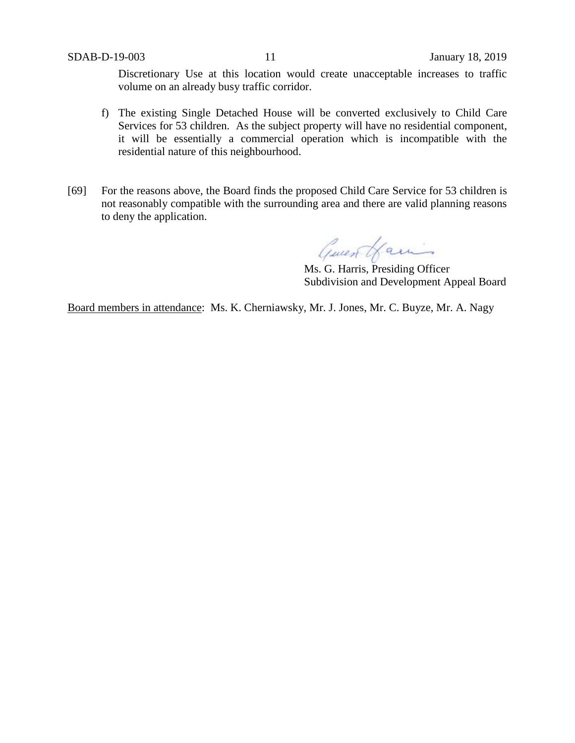Discretionary Use at this location would create unacceptable increases to traffic volume on an already busy traffic corridor.

f) The existing Single Detached House will be converted exclusively to Child Care Services for 53 children. As the subject property will have no residential component, it will be essentially a commercial operation which is incompatible with the residential nature of this neighbourhood.

[69] For the reasons above, the Board finds the proposed Child Care Service for 53 children is not reasonably compatible with the surrounding area and there are valid planning reasons to deny the application.

Ms. G. Harris, Presiding Officer
Subdivision and Development Appeal Board

Board members in attendance: Ms. K. Cherniawsky, Mr. J. Jones, Mr. C. Buyze, Mr. A. Nagy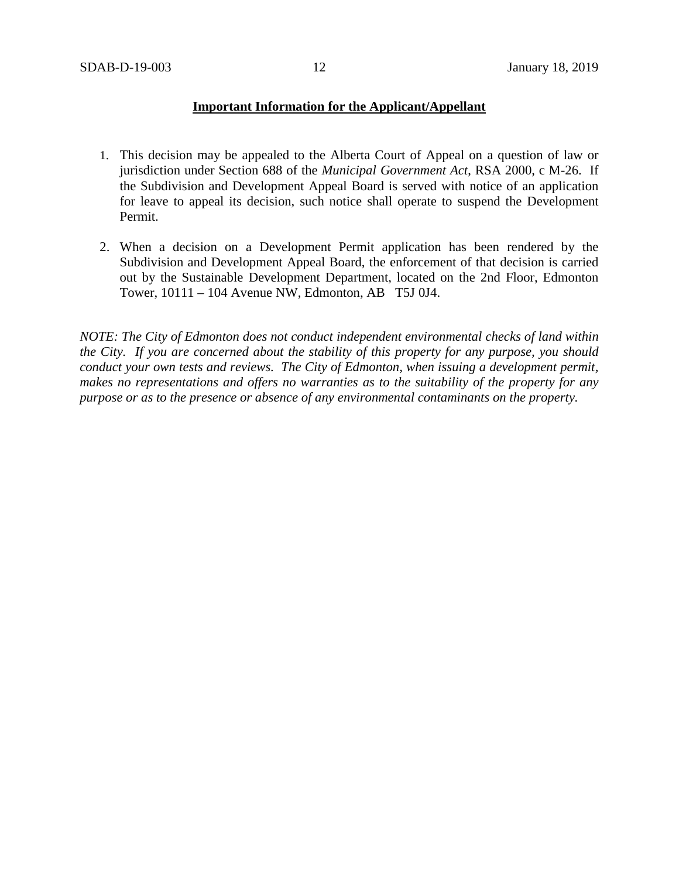**Important Information for the Applicant/Appellant**

1. This decision may be appealed to the Alberta Court of Appeal on a question of law or jurisdiction under Section 688 of the *Municipal Government Act*, RSA 2000, c M-26. If the Subdivision and Development Appeal Board is served with notice of an application for leave to appeal its decision, such notice shall operate to suspend the Development Permit.

2. When a decision on a Development Permit application has been rendered by the Subdivision and Development Appeal Board, the enforcement of that decision is carried out by the Sustainable Development Department, located on the 2nd Floor, Edmonton Tower, 10111 – 104 Avenue NW, Edmonton, AB T5J 0J4.

*NOTE: The City of Edmonton does not conduct independent environmental checks of land within the City. If you are concerned about the stability of this property for any purpose, you should conduct your own tests and reviews. The City of Edmonton, when issuing a development permit, makes no representations and offers no warranties as to the suitability of the property for any purpose or as to the presence or absence of any environmental contaminants on the property.*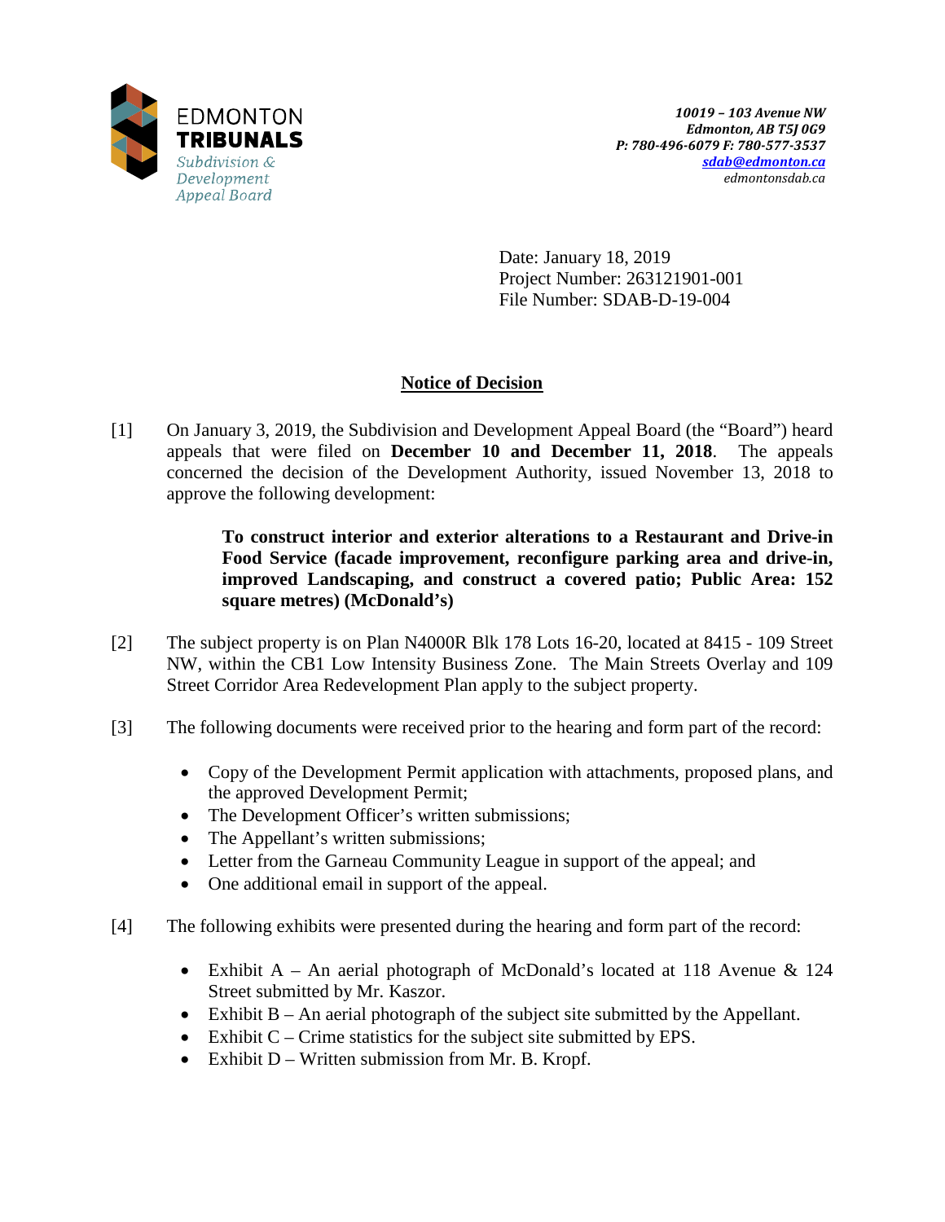EDMONTON
**TRIBUNALS**
*Subdivision & Development Appeal Board*

***10019 – 103 Avenue NW***
***Edmonton, AB T5J 0G9***
***P: 780-496-6079 F: 780-577-3537***
***sdab@edmonton.ca***
*edmontonsdab.ca*

Date: January 18, 2019
Project Number: 263121901-001
File Number: SDAB-D-19-004

## Notice of Decision

[1] On January 3, 2019, the Subdivision and Development Appeal Board (the "Board") heard appeals that were filed on **December 10 and December 11, 2018**. The appeals concerned the decision of the Development Authority, issued November 13, 2018 to approve the following development:

> **To construct interior and exterior alterations to a Restaurant and Drive-in Food Service (facade improvement, reconfigure parking area and drive-in, improved Landscaping, and construct a covered patio; Public Area: 152 square metres) (McDonald's)**

[2] The subject property is on Plan N4000R Blk 178 Lots 16-20, located at 8415 - 109 Street NW, within the CB1 Low Intensity Business Zone. The Main Streets Overlay and 109 Street Corridor Area Redevelopment Plan apply to the subject property.

[3] The following documents were received prior to the hearing and form part of the record:

- Copy of the Development Permit application with attachments, proposed plans, and the approved Development Permit;
- The Development Officer's written submissions;
- The Appellant's written submissions;
- Letter from the Garneau Community League in support of the appeal; and
- One additional email in support of the appeal.

[4] The following exhibits were presented during the hearing and form part of the record:

- Exhibit A – An aerial photograph of McDonald's located at 118 Avenue & 124 Street submitted by Mr. Kaszor.
- Exhibit B – An aerial photograph of the subject site submitted by the Appellant.
- Exhibit C – Crime statistics for the subject site submitted by EPS.
- Exhibit D – Written submission from Mr. B. Kropf.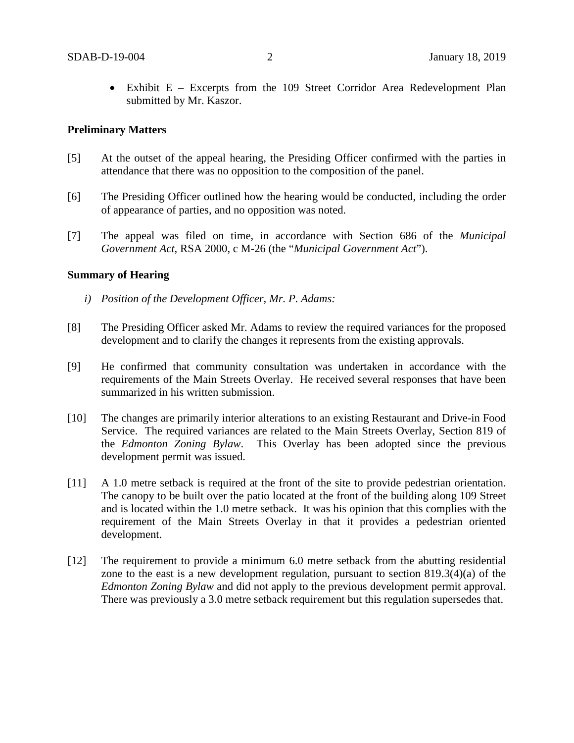- Exhibit E – Excerpts from the 109 Street Corridor Area Redevelopment Plan submitted by Mr. Kaszor.

**Preliminary Matters**

[5] At the outset of the appeal hearing, the Presiding Officer confirmed with the parties in attendance that there was no opposition to the composition of the panel.

[6] The Presiding Officer outlined how the hearing would be conducted, including the order of appearance of parties, and no opposition was noted.

[7] The appeal was filed on time, in accordance with Section 686 of the *Municipal Government Act*, RSA 2000, c M-26 (the "*Municipal Government Act*").

**Summary of Hearing**

*i) Position of the Development Officer, Mr. P. Adams:*

[8] The Presiding Officer asked Mr. Adams to review the required variances for the proposed development and to clarify the changes it represents from the existing approvals.

[9] He confirmed that community consultation was undertaken in accordance with the requirements of the Main Streets Overlay. He received several responses that have been summarized in his written submission.

[10] The changes are primarily interior alterations to an existing Restaurant and Drive-in Food Service. The required variances are related to the Main Streets Overlay, Section 819 of the *Edmonton Zoning Bylaw*. This Overlay has been adopted since the previous development permit was issued.

[11] A 1.0 metre setback is required at the front of the site to provide pedestrian orientation. The canopy to be built over the patio located at the front of the building along 109 Street and is located within the 1.0 metre setback. It was his opinion that this complies with the requirement of the Main Streets Overlay in that it provides a pedestrian oriented development.

[12] The requirement to provide a minimum 6.0 metre setback from the abutting residential zone to the east is a new development regulation, pursuant to section 819.3(4)(a) of the *Edmonton Zoning Bylaw* and did not apply to the previous development permit approval. There was previously a 3.0 metre setback requirement but this regulation supersedes that.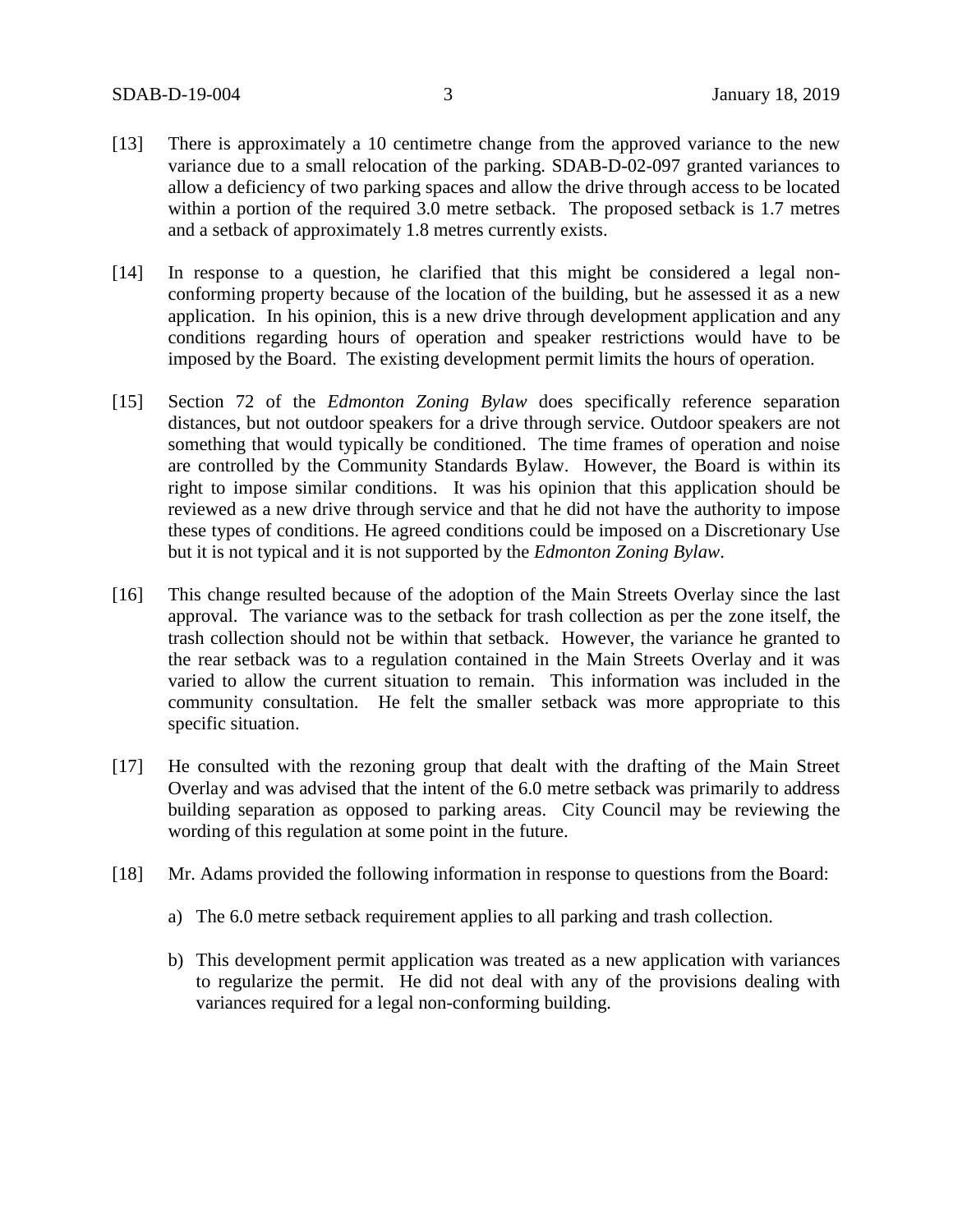[13] There is approximately a 10 centimetre change from the approved variance to the new variance due to a small relocation of the parking. SDAB-D-02-097 granted variances to allow a deficiency of two parking spaces and allow the drive through access to be located within a portion of the required 3.0 metre setback. The proposed setback is 1.7 metres and a setback of approximately 1.8 metres currently exists.

[14] In response to a question, he clarified that this might be considered a legal non-conforming property because of the location of the building, but he assessed it as a new application. In his opinion, this is a new drive through development application and any conditions regarding hours of operation and speaker restrictions would have to be imposed by the Board. The existing development permit limits the hours of operation.

[15] Section 72 of the *Edmonton Zoning Bylaw* does specifically reference separation distances, but not outdoor speakers for a drive through service. Outdoor speakers are not something that would typically be conditioned. The time frames of operation and noise are controlled by the Community Standards Bylaw. However, the Board is within its right to impose similar conditions. It was his opinion that this application should be reviewed as a new drive through service and that he did not have the authority to impose these types of conditions. He agreed conditions could be imposed on a Discretionary Use but it is not typical and it is not supported by the *Edmonton Zoning Bylaw*.

[16] This change resulted because of the adoption of the Main Streets Overlay since the last approval. The variance was to the setback for trash collection as per the zone itself, the trash collection should not be within that setback. However, the variance he granted to the rear setback was to a regulation contained in the Main Streets Overlay and it was varied to allow the current situation to remain. This information was included in the community consultation. He felt the smaller setback was more appropriate to this specific situation.

[17] He consulted with the rezoning group that dealt with the drafting of the Main Street Overlay and was advised that the intent of the 6.0 metre setback was primarily to address building separation as opposed to parking areas. City Council may be reviewing the wording of this regulation at some point in the future.

[18] Mr. Adams provided the following information in response to questions from the Board:

a) The 6.0 metre setback requirement applies to all parking and trash collection.

b) This development permit application was treated as a new application with variances to regularize the permit. He did not deal with any of the provisions dealing with variances required for a legal non-conforming building.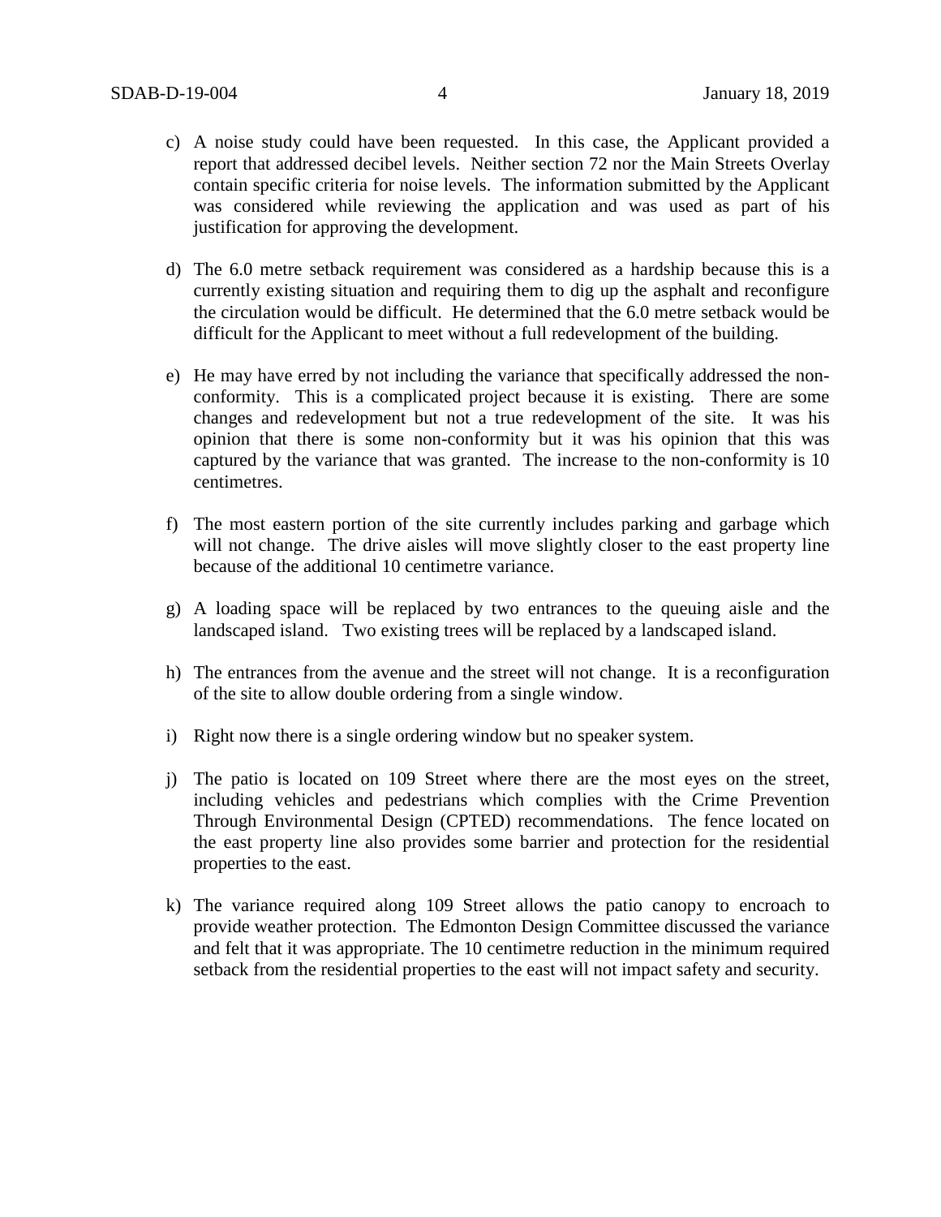c) A noise study could have been requested. In this case, the Applicant provided a report that addressed decibel levels. Neither section 72 nor the Main Streets Overlay contain specific criteria for noise levels. The information submitted by the Applicant was considered while reviewing the application and was used as part of his justification for approving the development.

d) The 6.0 metre setback requirement was considered as a hardship because this is a currently existing situation and requiring them to dig up the asphalt and reconfigure the circulation would be difficult. He determined that the 6.0 metre setback would be difficult for the Applicant to meet without a full redevelopment of the building.

e) He may have erred by not including the variance that specifically addressed the non-conformity. This is a complicated project because it is existing. There are some changes and redevelopment but not a true redevelopment of the site. It was his opinion that there is some non-conformity but it was his opinion that this was captured by the variance that was granted. The increase to the non-conformity is 10 centimetres.

f) The most eastern portion of the site currently includes parking and garbage which will not change. The drive aisles will move slightly closer to the east property line because of the additional 10 centimetre variance.

g) A loading space will be replaced by two entrances to the queuing aisle and the landscaped island. Two existing trees will be replaced by a landscaped island.

h) The entrances from the avenue and the street will not change. It is a reconfiguration of the site to allow double ordering from a single window.

i) Right now there is a single ordering window but no speaker system.

j) The patio is located on 109 Street where there are the most eyes on the street, including vehicles and pedestrians which complies with the Crime Prevention Through Environmental Design (CPTED) recommendations. The fence located on the east property line also provides some barrier and protection for the residential properties to the east.

k) The variance required along 109 Street allows the patio canopy to encroach to provide weather protection. The Edmonton Design Committee discussed the variance and felt that it was appropriate. The 10 centimetre reduction in the minimum required setback from the residential properties to the east will not impact safety and security.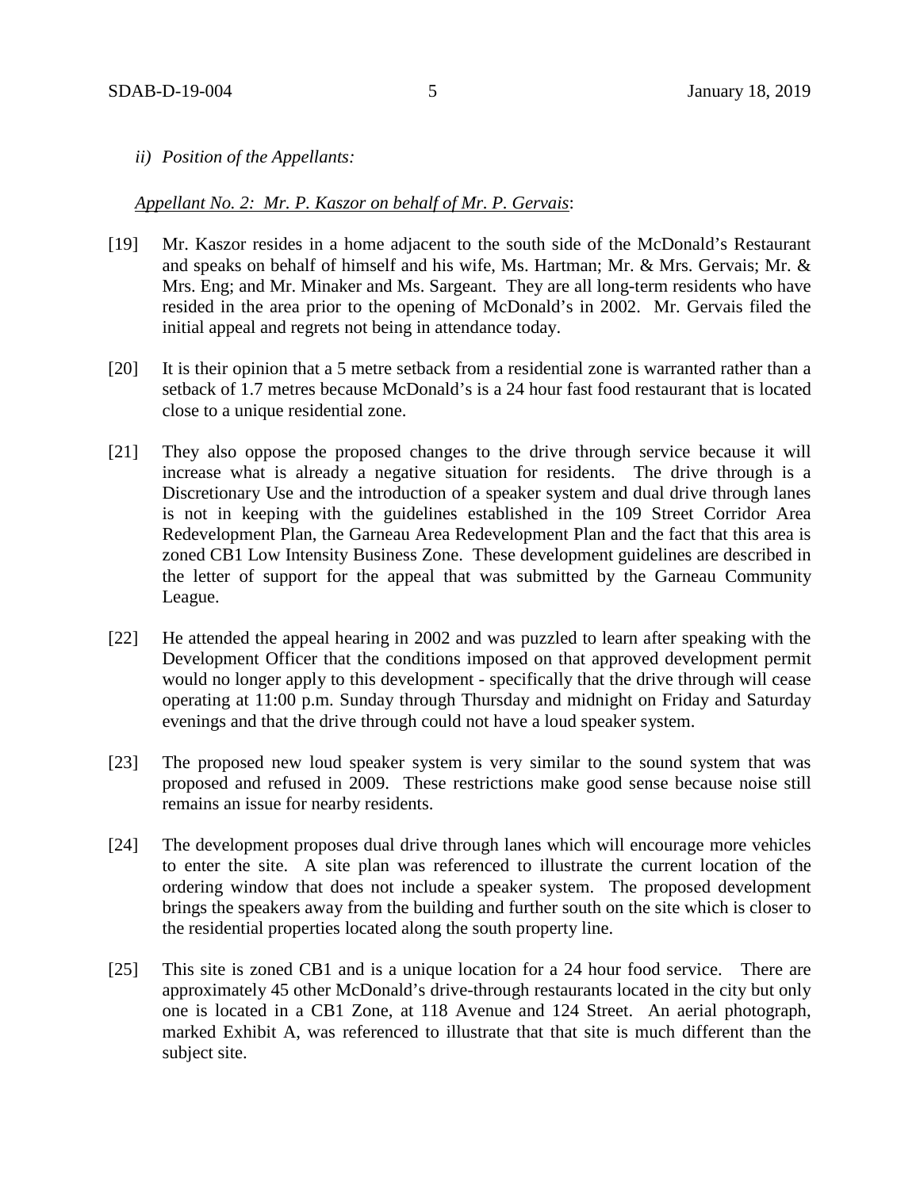*ii) Position of the Appellants:*

*Appellant No. 2: Mr. P. Kaszor on behalf of Mr. P. Gervais*:

[19] Mr. Kaszor resides in a home adjacent to the south side of the McDonald's Restaurant and speaks on behalf of himself and his wife, Ms. Hartman; Mr. & Mrs. Gervais; Mr. & Mrs. Eng; and Mr. Minaker and Ms. Sargeant. They are all long-term residents who have resided in the area prior to the opening of McDonald's in 2002. Mr. Gervais filed the initial appeal and regrets not being in attendance today.

[20] It is their opinion that a 5 metre setback from a residential zone is warranted rather than a setback of 1.7 metres because McDonald's is a 24 hour fast food restaurant that is located close to a unique residential zone.

[21] They also oppose the proposed changes to the drive through service because it will increase what is already a negative situation for residents. The drive through is a Discretionary Use and the introduction of a speaker system and dual drive through lanes is not in keeping with the guidelines established in the 109 Street Corridor Area Redevelopment Plan, the Garneau Area Redevelopment Plan and the fact that this area is zoned CB1 Low Intensity Business Zone. These development guidelines are described in the letter of support for the appeal that was submitted by the Garneau Community League.

[22] He attended the appeal hearing in 2002 and was puzzled to learn after speaking with the Development Officer that the conditions imposed on that approved development permit would no longer apply to this development - specifically that the drive through will cease operating at 11:00 p.m. Sunday through Thursday and midnight on Friday and Saturday evenings and that the drive through could not have a loud speaker system.

[23] The proposed new loud speaker system is very similar to the sound system that was proposed and refused in 2009. These restrictions make good sense because noise still remains an issue for nearby residents.

[24] The development proposes dual drive through lanes which will encourage more vehicles to enter the site. A site plan was referenced to illustrate the current location of the ordering window that does not include a speaker system. The proposed development brings the speakers away from the building and further south on the site which is closer to the residential properties located along the south property line.

[25] This site is zoned CB1 and is a unique location for a 24 hour food service. There are approximately 45 other McDonald's drive-through restaurants located in the city but only one is located in a CB1 Zone, at 118 Avenue and 124 Street. An aerial photograph, marked Exhibit A, was referenced to illustrate that that site is much different than the subject site.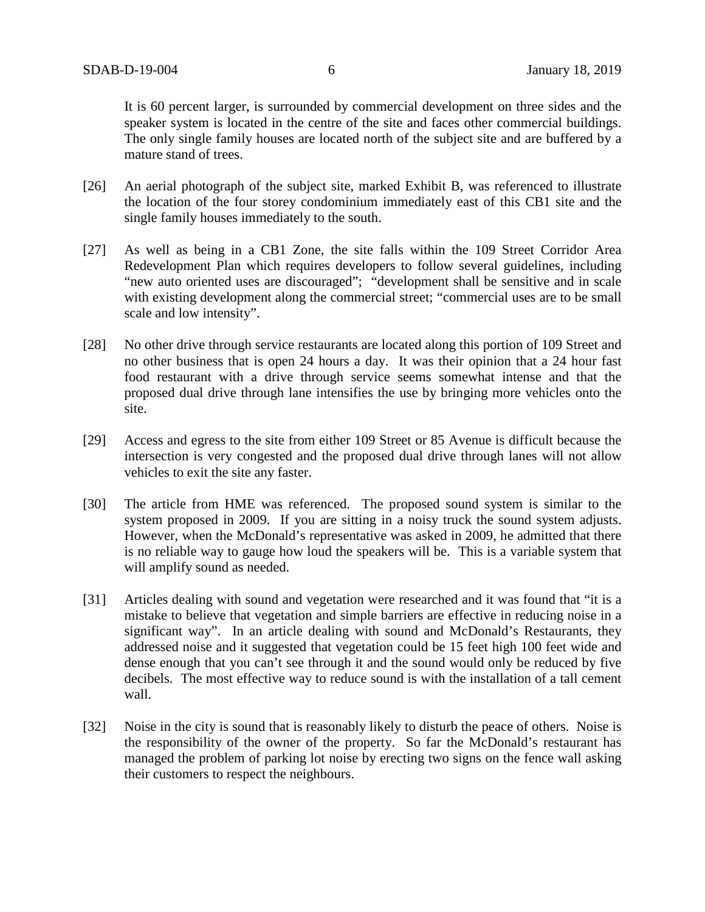It is 60 percent larger, is surrounded by commercial development on three sides and the speaker system is located in the centre of the site and faces other commercial buildings. The only single family houses are located north of the subject site and are buffered by a mature stand of trees.

[26] An aerial photograph of the subject site, marked Exhibit B, was referenced to illustrate the location of the four storey condominium immediately east of this CB1 site and the single family houses immediately to the south.

[27] As well as being in a CB1 Zone, the site falls within the 109 Street Corridor Area Redevelopment Plan which requires developers to follow several guidelines, including "new auto oriented uses are discouraged"; "development shall be sensitive and in scale with existing development along the commercial street; "commercial uses are to be small scale and low intensity".

[28] No other drive through service restaurants are located along this portion of 109 Street and no other business that is open 24 hours a day. It was their opinion that a 24 hour fast food restaurant with a drive through service seems somewhat intense and that the proposed dual drive through lane intensifies the use by bringing more vehicles onto the site.

[29] Access and egress to the site from either 109 Street or 85 Avenue is difficult because the intersection is very congested and the proposed dual drive through lanes will not allow vehicles to exit the site any faster.

[30] The article from HME was referenced. The proposed sound system is similar to the system proposed in 2009. If you are sitting in a noisy truck the sound system adjusts. However, when the McDonald's representative was asked in 2009, he admitted that there is no reliable way to gauge how loud the speakers will be. This is a variable system that will amplify sound as needed.

[31] Articles dealing with sound and vegetation were researched and it was found that "it is a mistake to believe that vegetation and simple barriers are effective in reducing noise in a significant way". In an article dealing with sound and McDonald's Restaurants, they addressed noise and it suggested that vegetation could be 15 feet high 100 feet wide and dense enough that you can't see through it and the sound would only be reduced by five decibels. The most effective way to reduce sound is with the installation of a tall cement wall.

[32] Noise in the city is sound that is reasonably likely to disturb the peace of others. Noise is the responsibility of the owner of the property. So far the McDonald's restaurant has managed the problem of parking lot noise by erecting two signs on the fence wall asking their customers to respect the neighbours.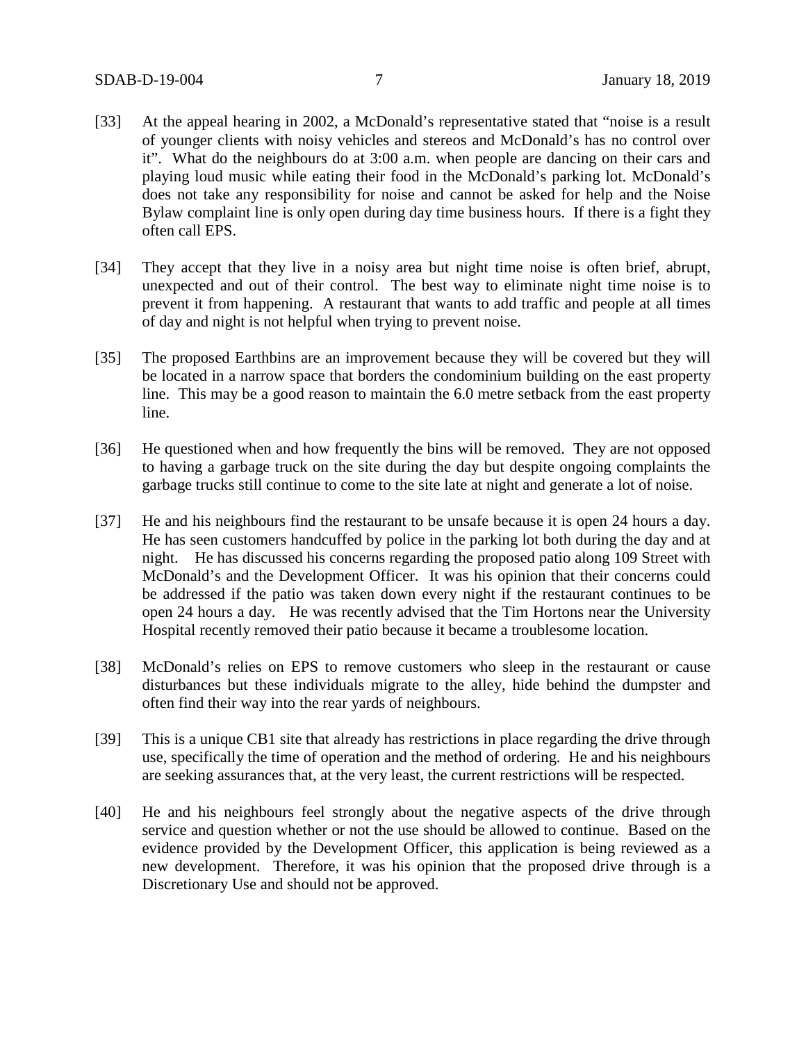[33] At the appeal hearing in 2002, a McDonald's representative stated that "noise is a result of younger clients with noisy vehicles and stereos and McDonald's has no control over it". What do the neighbours do at 3:00 a.m. when people are dancing on their cars and playing loud music while eating their food in the McDonald's parking lot. McDonald's does not take any responsibility for noise and cannot be asked for help and the Noise Bylaw complaint line is only open during day time business hours. If there is a fight they often call EPS.

[34] They accept that they live in a noisy area but night time noise is often brief, abrupt, unexpected and out of their control. The best way to eliminate night time noise is to prevent it from happening. A restaurant that wants to add traffic and people at all times of day and night is not helpful when trying to prevent noise.

[35] The proposed Earthbins are an improvement because they will be covered but they will be located in a narrow space that borders the condominium building on the east property line. This may be a good reason to maintain the 6.0 metre setback from the east property line.

[36] He questioned when and how frequently the bins will be removed. They are not opposed to having a garbage truck on the site during the day but despite ongoing complaints the garbage trucks still continue to come to the site late at night and generate a lot of noise.

[37] He and his neighbours find the restaurant to be unsafe because it is open 24 hours a day. He has seen customers handcuffed by police in the parking lot both during the day and at night. He has discussed his concerns regarding the proposed patio along 109 Street with McDonald's and the Development Officer. It was his opinion that their concerns could be addressed if the patio was taken down every night if the restaurant continues to be open 24 hours a day. He was recently advised that the Tim Hortons near the University Hospital recently removed their patio because it became a troublesome location.

[38] McDonald's relies on EPS to remove customers who sleep in the restaurant or cause disturbances but these individuals migrate to the alley, hide behind the dumpster and often find their way into the rear yards of neighbours.

[39] This is a unique CB1 site that already has restrictions in place regarding the drive through use, specifically the time of operation and the method of ordering. He and his neighbours are seeking assurances that, at the very least, the current restrictions will be respected.

[40] He and his neighbours feel strongly about the negative aspects of the drive through service and question whether or not the use should be allowed to continue. Based on the evidence provided by the Development Officer, this application is being reviewed as a new development. Therefore, it was his opinion that the proposed drive through is a Discretionary Use and should not be approved.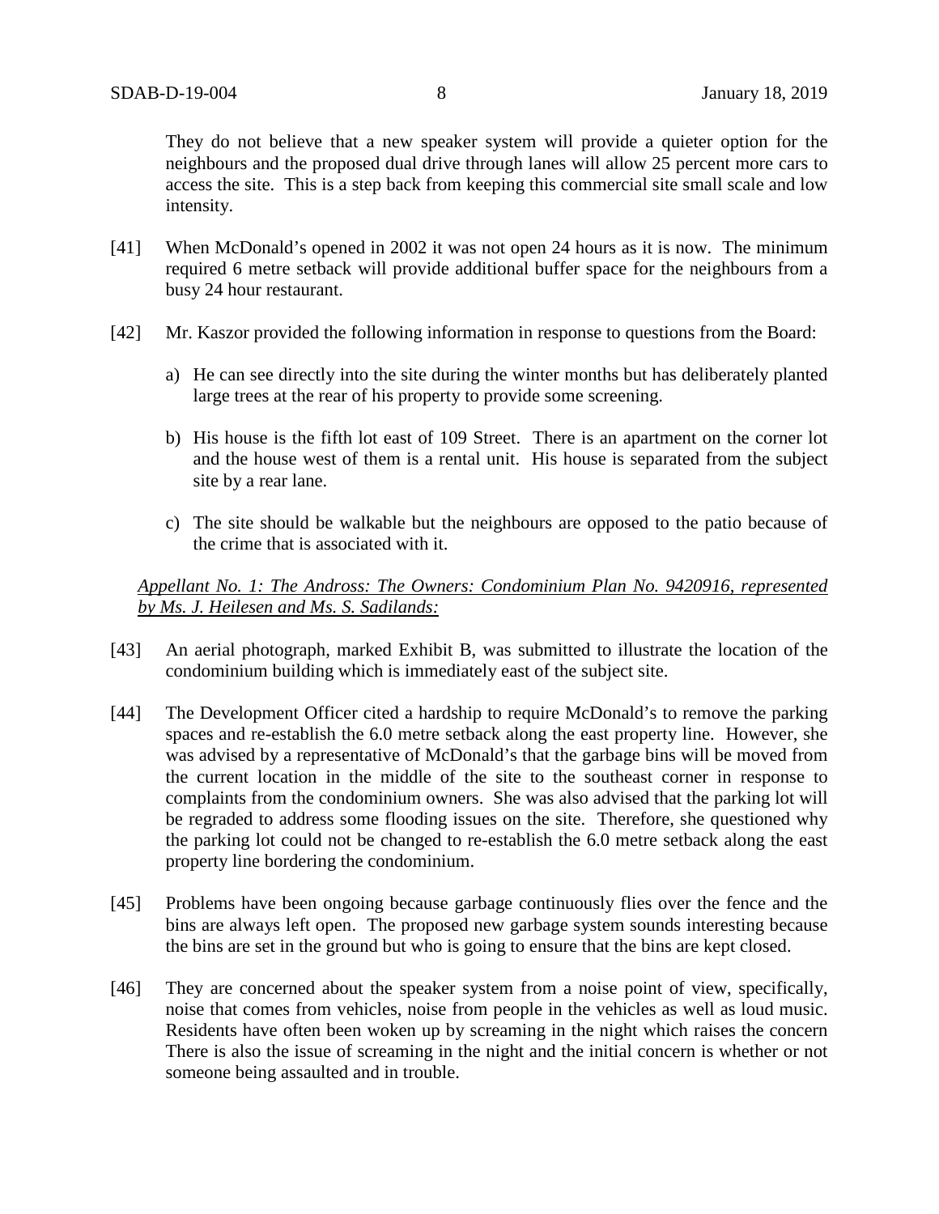They do not believe that a new speaker system will provide a quieter option for the neighbours and the proposed dual drive through lanes will allow 25 percent more cars to access the site. This is a step back from keeping this commercial site small scale and low intensity.

[41] When McDonald's opened in 2002 it was not open 24 hours as it is now. The minimum required 6 metre setback will provide additional buffer space for the neighbours from a busy 24 hour restaurant.

[42] Mr. Kaszor provided the following information in response to questions from the Board:

a) He can see directly into the site during the winter months but has deliberately planted large trees at the rear of his property to provide some screening.

b) His house is the fifth lot east of 109 Street. There is an apartment on the corner lot and the house west of them is a rental unit. His house is separated from the subject site by a rear lane.

c) The site should be walkable but the neighbours are opposed to the patio because of the crime that is associated with it.

*Appellant No. 1: The Andross: The Owners: Condominium Plan No. 9420916, represented by Ms. J. Heilesen and Ms. S. Sadilands:*

[43] An aerial photograph, marked Exhibit B, was submitted to illustrate the location of the condominium building which is immediately east of the subject site.

[44] The Development Officer cited a hardship to require McDonald's to remove the parking spaces and re-establish the 6.0 metre setback along the east property line. However, she was advised by a representative of McDonald's that the garbage bins will be moved from the current location in the middle of the site to the southeast corner in response to complaints from the condominium owners. She was also advised that the parking lot will be regraded to address some flooding issues on the site. Therefore, she questioned why the parking lot could not be changed to re-establish the 6.0 metre setback along the east property line bordering the condominium.

[45] Problems have been ongoing because garbage continuously flies over the fence and the bins are always left open. The proposed new garbage system sounds interesting because the bins are set in the ground but who is going to ensure that the bins are kept closed.

[46] They are concerned about the speaker system from a noise point of view, specifically, noise that comes from vehicles, noise from people in the vehicles as well as loud music. Residents have often been woken up by screaming in the night which raises the concern There is also the issue of screaming in the night and the initial concern is whether or not someone being assaulted and in trouble.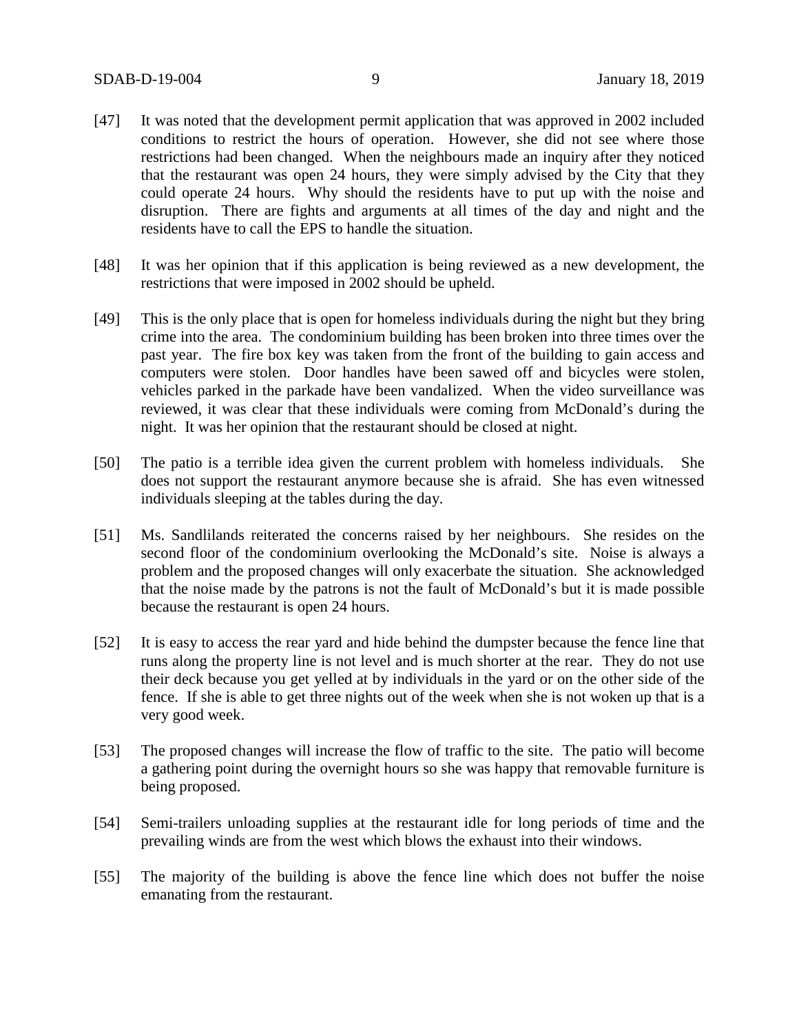[47] It was noted that the development permit application that was approved in 2002 included conditions to restrict the hours of operation. However, she did not see where those restrictions had been changed. When the neighbours made an inquiry after they noticed that the restaurant was open 24 hours, they were simply advised by the City that they could operate 24 hours. Why should the residents have to put up with the noise and disruption. There are fights and arguments at all times of the day and night and the residents have to call the EPS to handle the situation.

[48] It was her opinion that if this application is being reviewed as a new development, the restrictions that were imposed in 2002 should be upheld.

[49] This is the only place that is open for homeless individuals during the night but they bring crime into the area. The condominium building has been broken into three times over the past year. The fire box key was taken from the front of the building to gain access and computers were stolen. Door handles have been sawed off and bicycles were stolen, vehicles parked in the parkade have been vandalized. When the video surveillance was reviewed, it was clear that these individuals were coming from McDonald's during the night. It was her opinion that the restaurant should be closed at night.

[50] The patio is a terrible idea given the current problem with homeless individuals. She does not support the restaurant anymore because she is afraid. She has even witnessed individuals sleeping at the tables during the day.

[51] Ms. Sandlilands reiterated the concerns raised by her neighbours. She resides on the second floor of the condominium overlooking the McDonald's site. Noise is always a problem and the proposed changes will only exacerbate the situation. She acknowledged that the noise made by the patrons is not the fault of McDonald's but it is made possible because the restaurant is open 24 hours.

[52] It is easy to access the rear yard and hide behind the dumpster because the fence line that runs along the property line is not level and is much shorter at the rear. They do not use their deck because you get yelled at by individuals in the yard or on the other side of the fence. If she is able to get three nights out of the week when she is not woken up that is a very good week.

[53] The proposed changes will increase the flow of traffic to the site. The patio will become a gathering point during the overnight hours so she was happy that removable furniture is being proposed.

[54] Semi-trailers unloading supplies at the restaurant idle for long periods of time and the prevailing winds are from the west which blows the exhaust into their windows.

[55] The majority of the building is above the fence line which does not buffer the noise emanating from the restaurant.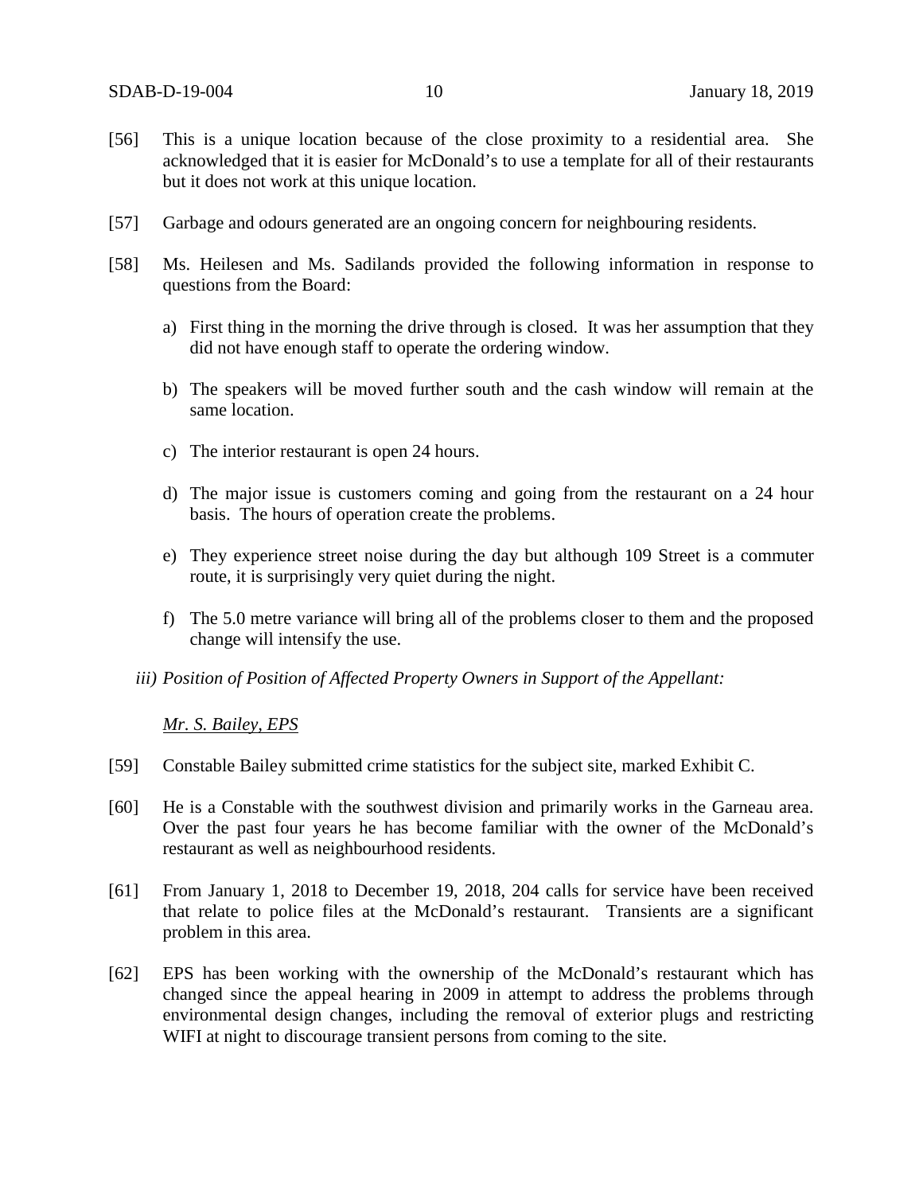[56] This is a unique location because of the close proximity to a residential area. She acknowledged that it is easier for McDonald's to use a template for all of their restaurants but it does not work at this unique location.

[57] Garbage and odours generated are an ongoing concern for neighbouring residents.

[58] Ms. Heilesen and Ms. Sadilands provided the following information in response to questions from the Board:

a) First thing in the morning the drive through is closed. It was her assumption that they did not have enough staff to operate the ordering window.

b) The speakers will be moved further south and the cash window will remain at the same location.

c) The interior restaurant is open 24 hours.

d) The major issue is customers coming and going from the restaurant on a 24 hour basis. The hours of operation create the problems.

e) They experience street noise during the day but although 109 Street is a commuter route, it is surprisingly very quiet during the night.

f) The 5.0 metre variance will bring all of the problems closer to them and the proposed change will intensify the use.

*iii) Position of Position of Affected Property Owners in Support of the Appellant:*

*Mr. S. Bailey, EPS*

[59] Constable Bailey submitted crime statistics for the subject site, marked Exhibit C.

[60] He is a Constable with the southwest division and primarily works in the Garneau area. Over the past four years he has become familiar with the owner of the McDonald's restaurant as well as neighbourhood residents.

[61] From January 1, 2018 to December 19, 2018, 204 calls for service have been received that relate to police files at the McDonald's restaurant. Transients are a significant problem in this area.

[62] EPS has been working with the ownership of the McDonald's restaurant which has changed since the appeal hearing in 2009 in attempt to address the problems through environmental design changes, including the removal of exterior plugs and restricting WIFI at night to discourage transient persons from coming to the site.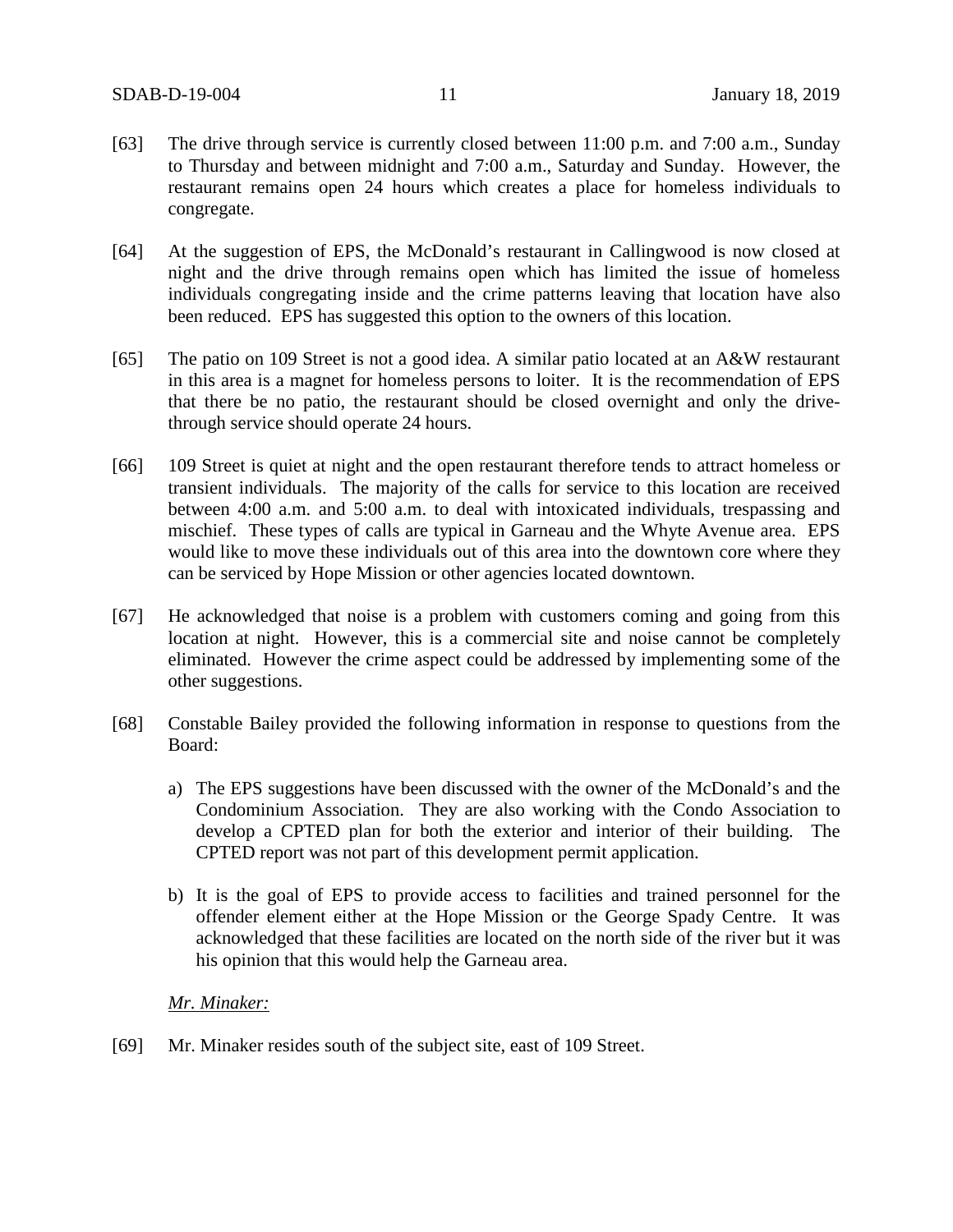[63] The drive through service is currently closed between 11:00 p.m. and 7:00 a.m., Sunday to Thursday and between midnight and 7:00 a.m., Saturday and Sunday. However, the restaurant remains open 24 hours which creates a place for homeless individuals to congregate.

[64] At the suggestion of EPS, the McDonald's restaurant in Callingwood is now closed at night and the drive through remains open which has limited the issue of homeless individuals congregating inside and the crime patterns leaving that location have also been reduced. EPS has suggested this option to the owners of this location.

[65] The patio on 109 Street is not a good idea. A similar patio located at an A&W restaurant in this area is a magnet for homeless persons to loiter. It is the recommendation of EPS that there be no patio, the restaurant should be closed overnight and only the drive-through service should operate 24 hours.

[66] 109 Street is quiet at night and the open restaurant therefore tends to attract homeless or transient individuals. The majority of the calls for service to this location are received between 4:00 a.m. and 5:00 a.m. to deal with intoxicated individuals, trespassing and mischief. These types of calls are typical in Garneau and the Whyte Avenue area. EPS would like to move these individuals out of this area into the downtown core where they can be serviced by Hope Mission or other agencies located downtown.

[67] He acknowledged that noise is a problem with customers coming and going from this location at night. However, this is a commercial site and noise cannot be completely eliminated. However the crime aspect could be addressed by implementing some of the other suggestions.

[68] Constable Bailey provided the following information in response to questions from the Board:

a) The EPS suggestions have been discussed with the owner of the McDonald's and the Condominium Association. They are also working with the Condo Association to develop a CPTED plan for both the exterior and interior of their building. The CPTED report was not part of this development permit application.

b) It is the goal of EPS to provide access to facilities and trained personnel for the offender element either at the Hope Mission or the George Spady Centre. It was acknowledged that these facilities are located on the north side of the river but it was his opinion that this would help the Garneau area.

*Mr. Minaker:*

[69] Mr. Minaker resides south of the subject site, east of 109 Street.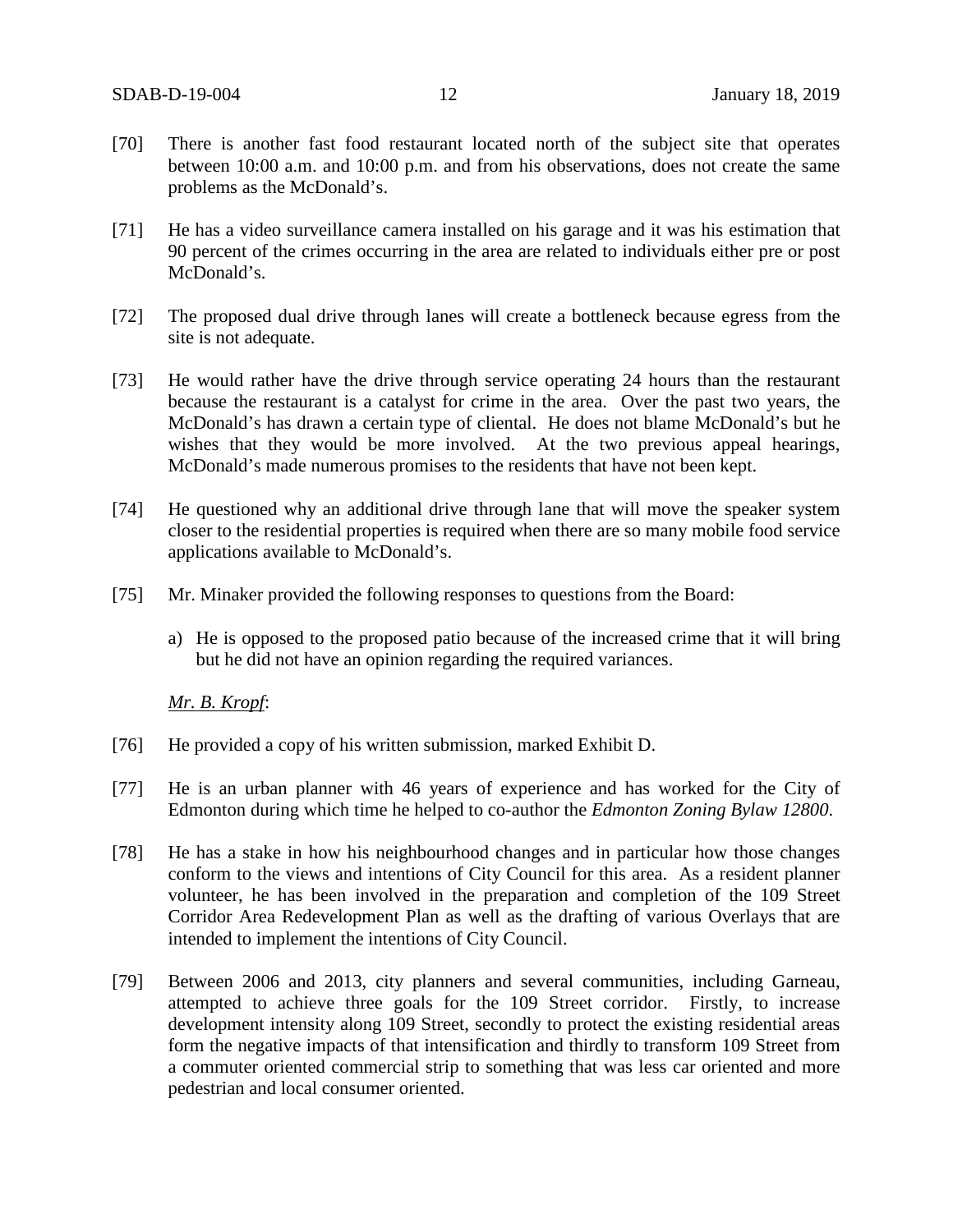[70] There is another fast food restaurant located north of the subject site that operates between 10:00 a.m. and 10:00 p.m. and from his observations, does not create the same problems as the McDonald's.

[71] He has a video surveillance camera installed on his garage and it was his estimation that 90 percent of the crimes occurring in the area are related to individuals either pre or post McDonald's.

[72] The proposed dual drive through lanes will create a bottleneck because egress from the site is not adequate.

[73] He would rather have the drive through service operating 24 hours than the restaurant because the restaurant is a catalyst for crime in the area. Over the past two years, the McDonald's has drawn a certain type of cliental. He does not blame McDonald's but he wishes that they would be more involved. At the two previous appeal hearings, McDonald's made numerous promises to the residents that have not been kept.

[74] He questioned why an additional drive through lane that will move the speaker system closer to the residential properties is required when there are so many mobile food service applications available to McDonald's.

[75] Mr. Minaker provided the following responses to questions from the Board:

a) He is opposed to the proposed patio because of the increased crime that it will bring but he did not have an opinion regarding the required variances.

*Mr. B. Kropf*:

[76] He provided a copy of his written submission, marked Exhibit D.

[77] He is an urban planner with 46 years of experience and has worked for the City of Edmonton during which time he helped to co-author the *Edmonton Zoning Bylaw 12800*.

[78] He has a stake in how his neighbourhood changes and in particular how those changes conform to the views and intentions of City Council for this area. As a resident planner volunteer, he has been involved in the preparation and completion of the 109 Street Corridor Area Redevelopment Plan as well as the drafting of various Overlays that are intended to implement the intentions of City Council.

[79] Between 2006 and 2013, city planners and several communities, including Garneau, attempted to achieve three goals for the 109 Street corridor. Firstly, to increase development intensity along 109 Street, secondly to protect the existing residential areas form the negative impacts of that intensification and thirdly to transform 109 Street from a commuter oriented commercial strip to something that was less car oriented and more pedestrian and local consumer oriented.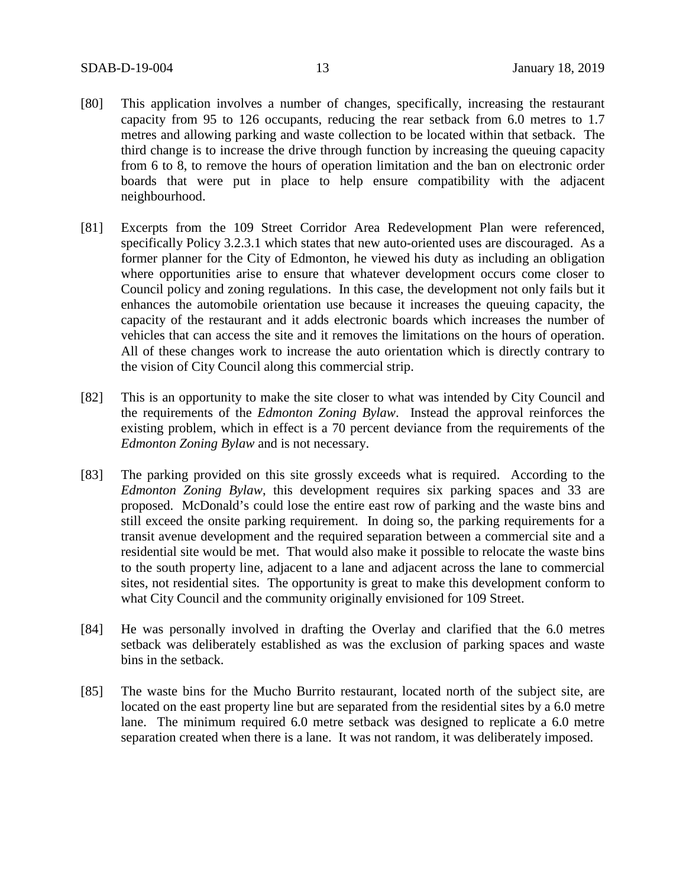[80] This application involves a number of changes, specifically, increasing the restaurant capacity from 95 to 126 occupants, reducing the rear setback from 6.0 metres to 1.7 metres and allowing parking and waste collection to be located within that setback. The third change is to increase the drive through function by increasing the queuing capacity from 6 to 8, to remove the hours of operation limitation and the ban on electronic order boards that were put in place to help ensure compatibility with the adjacent neighbourhood.

[81] Excerpts from the 109 Street Corridor Area Redevelopment Plan were referenced, specifically Policy 3.2.3.1 which states that new auto-oriented uses are discouraged. As a former planner for the City of Edmonton, he viewed his duty as including an obligation where opportunities arise to ensure that whatever development occurs come closer to Council policy and zoning regulations. In this case, the development not only fails but it enhances the automobile orientation use because it increases the queuing capacity, the capacity of the restaurant and it adds electronic boards which increases the number of vehicles that can access the site and it removes the limitations on the hours of operation. All of these changes work to increase the auto orientation which is directly contrary to the vision of City Council along this commercial strip.

[82] This is an opportunity to make the site closer to what was intended by City Council and the requirements of the *Edmonton Zoning Bylaw*. Instead the approval reinforces the existing problem, which in effect is a 70 percent deviance from the requirements of the *Edmonton Zoning Bylaw* and is not necessary.

[83] The parking provided on this site grossly exceeds what is required. According to the *Edmonton Zoning Bylaw*, this development requires six parking spaces and 33 are proposed. McDonald's could lose the entire east row of parking and the waste bins and still exceed the onsite parking requirement. In doing so, the parking requirements for a transit avenue development and the required separation between a commercial site and a residential site would be met. That would also make it possible to relocate the waste bins to the south property line, adjacent to a lane and adjacent across the lane to commercial sites, not residential sites. The opportunity is great to make this development conform to what City Council and the community originally envisioned for 109 Street.

[84] He was personally involved in drafting the Overlay and clarified that the 6.0 metres setback was deliberately established as was the exclusion of parking spaces and waste bins in the setback.

[85] The waste bins for the Mucho Burrito restaurant, located north of the subject site, are located on the east property line but are separated from the residential sites by a 6.0 metre lane. The minimum required 6.0 metre setback was designed to replicate a 6.0 metre separation created when there is a lane. It was not random, it was deliberately imposed.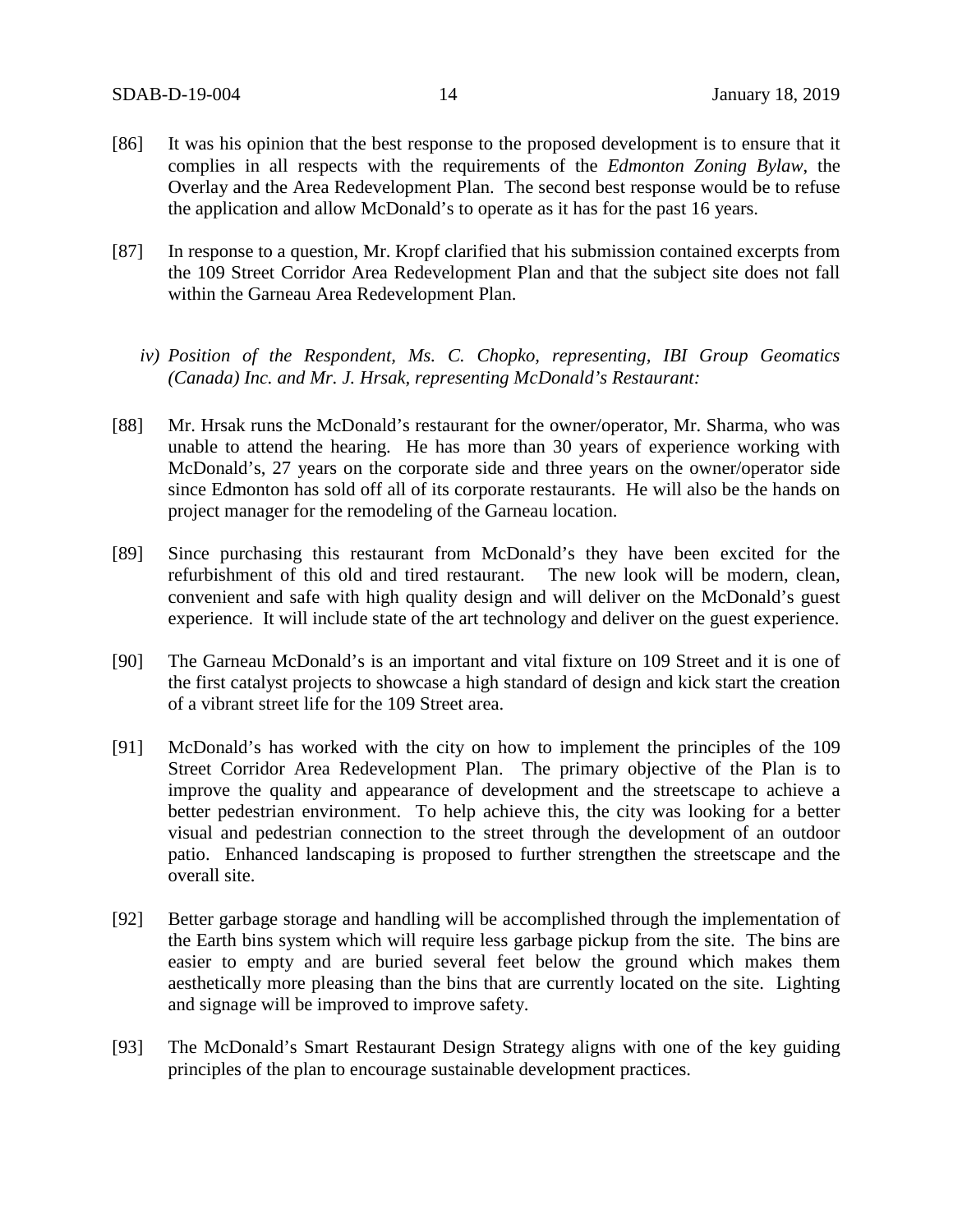[86] It was his opinion that the best response to the proposed development is to ensure that it complies in all respects with the requirements of the *Edmonton Zoning Bylaw*, the Overlay and the Area Redevelopment Plan. The second best response would be to refuse the application and allow McDonald's to operate as it has for the past 16 years.

[87] In response to a question, Mr. Kropf clarified that his submission contained excerpts from the 109 Street Corridor Area Redevelopment Plan and that the subject site does not fall within the Garneau Area Redevelopment Plan.

*iv) Position of the Respondent, Ms. C. Chopko, representing, IBI Group Geomatics (Canada) Inc. and Mr. J. Hrsak, representing McDonald's Restaurant:*

[88] Mr. Hrsak runs the McDonald's restaurant for the owner/operator, Mr. Sharma, who was unable to attend the hearing. He has more than 30 years of experience working with McDonald's, 27 years on the corporate side and three years on the owner/operator side since Edmonton has sold off all of its corporate restaurants. He will also be the hands on project manager for the remodeling of the Garneau location.

[89] Since purchasing this restaurant from McDonald's they have been excited for the refurbishment of this old and tired restaurant. The new look will be modern, clean, convenient and safe with high quality design and will deliver on the McDonald's guest experience. It will include state of the art technology and deliver on the guest experience.

[90] The Garneau McDonald's is an important and vital fixture on 109 Street and it is one of the first catalyst projects to showcase a high standard of design and kick start the creation of a vibrant street life for the 109 Street area.

[91] McDonald's has worked with the city on how to implement the principles of the 109 Street Corridor Area Redevelopment Plan. The primary objective of the Plan is to improve the quality and appearance of development and the streetscape to achieve a better pedestrian environment. To help achieve this, the city was looking for a better visual and pedestrian connection to the street through the development of an outdoor patio. Enhanced landscaping is proposed to further strengthen the streetscape and the overall site.

[92] Better garbage storage and handling will be accomplished through the implementation of the Earth bins system which will require less garbage pickup from the site. The bins are easier to empty and are buried several feet below the ground which makes them aesthetically more pleasing than the bins that are currently located on the site. Lighting and signage will be improved to improve safety.

[93] The McDonald's Smart Restaurant Design Strategy aligns with one of the key guiding principles of the plan to encourage sustainable development practices.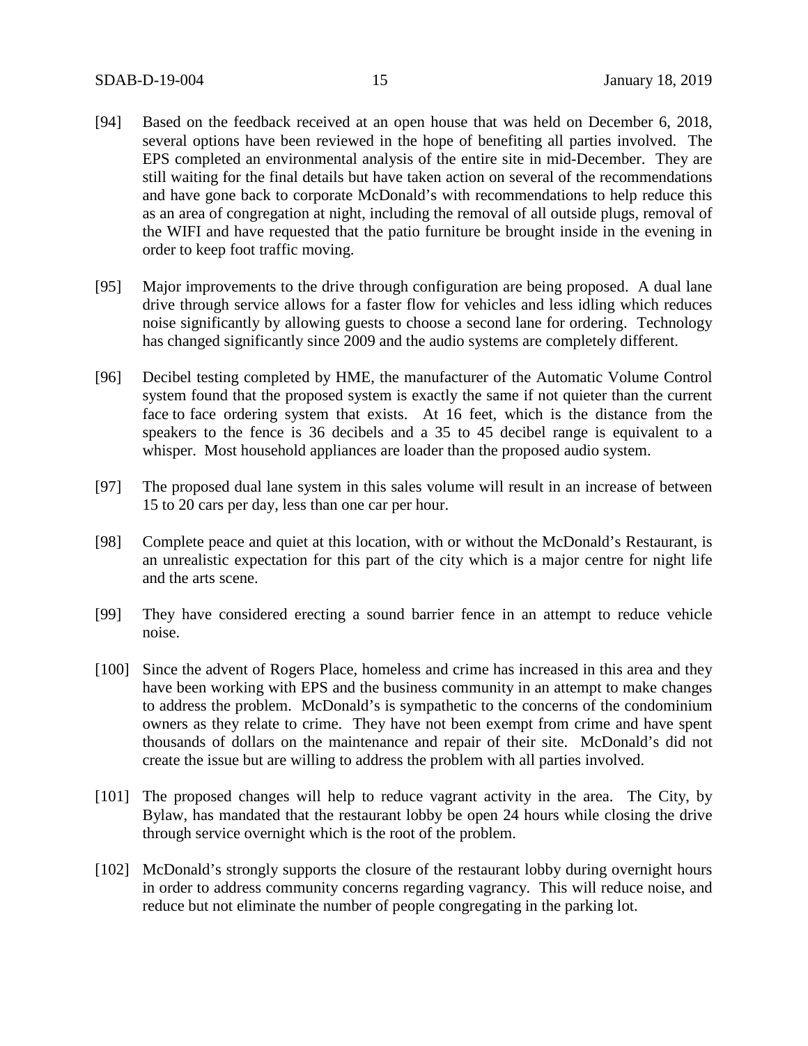[94] Based on the feedback received at an open house that was held on December 6, 2018, several options have been reviewed in the hope of benefiting all parties involved. The EPS completed an environmental analysis of the entire site in mid-December. They are still waiting for the final details but have taken action on several of the recommendations and have gone back to corporate McDonald's with recommendations to help reduce this as an area of congregation at night, including the removal of all outside plugs, removal of the WIFI and have requested that the patio furniture be brought inside in the evening in order to keep foot traffic moving.

[95] Major improvements to the drive through configuration are being proposed. A dual lane drive through service allows for a faster flow for vehicles and less idling which reduces noise significantly by allowing guests to choose a second lane for ordering. Technology has changed significantly since 2009 and the audio systems are completely different.

[96] Decibel testing completed by HME, the manufacturer of the Automatic Volume Control system found that the proposed system is exactly the same if not quieter than the current face to face ordering system that exists. At 16 feet, which is the distance from the speakers to the fence is 36 decibels and a 35 to 45 decibel range is equivalent to a whisper. Most household appliances are loader than the proposed audio system.

[97] The proposed dual lane system in this sales volume will result in an increase of between 15 to 20 cars per day, less than one car per hour.

[98] Complete peace and quiet at this location, with or without the McDonald's Restaurant, is an unrealistic expectation for this part of the city which is a major centre for night life and the arts scene.

[99] They have considered erecting a sound barrier fence in an attempt to reduce vehicle noise.

[100] Since the advent of Rogers Place, homeless and crime has increased in this area and they have been working with EPS and the business community in an attempt to make changes to address the problem. McDonald's is sympathetic to the concerns of the condominium owners as they relate to crime. They have not been exempt from crime and have spent thousands of dollars on the maintenance and repair of their site. McDonald's did not create the issue but are willing to address the problem with all parties involved.

[101] The proposed changes will help to reduce vagrant activity in the area. The City, by Bylaw, has mandated that the restaurant lobby be open 24 hours while closing the drive through service overnight which is the root of the problem.

[102] McDonald's strongly supports the closure of the restaurant lobby during overnight hours in order to address community concerns regarding vagrancy. This will reduce noise, and reduce but not eliminate the number of people congregating in the parking lot.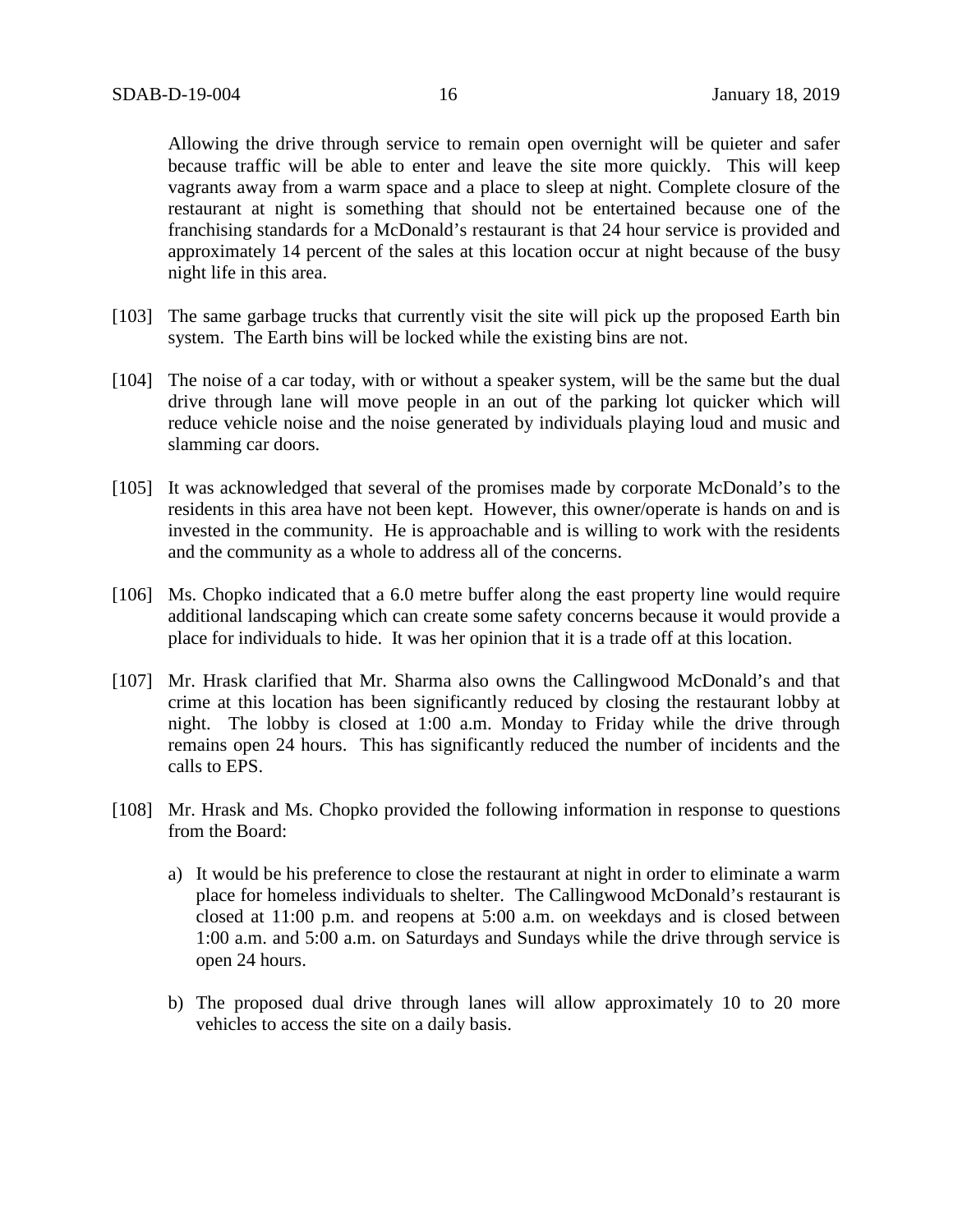Allowing the drive through service to remain open overnight will be quieter and safer because traffic will be able to enter and leave the site more quickly. This will keep vagrants away from a warm space and a place to sleep at night. Complete closure of the restaurant at night is something that should not be entertained because one of the franchising standards for a McDonald's restaurant is that 24 hour service is provided and approximately 14 percent of the sales at this location occur at night because of the busy night life in this area.

[103] The same garbage trucks that currently visit the site will pick up the proposed Earth bin system. The Earth bins will be locked while the existing bins are not.

[104] The noise of a car today, with or without a speaker system, will be the same but the dual drive through lane will move people in an out of the parking lot quicker which will reduce vehicle noise and the noise generated by individuals playing loud and music and slamming car doors.

[105] It was acknowledged that several of the promises made by corporate McDonald's to the residents in this area have not been kept. However, this owner/operate is hands on and is invested in the community. He is approachable and is willing to work with the residents and the community as a whole to address all of the concerns.

[106] Ms. Chopko indicated that a 6.0 metre buffer along the east property line would require additional landscaping which can create some safety concerns because it would provide a place for individuals to hide. It was her opinion that it is a trade off at this location.

[107] Mr. Hrask clarified that Mr. Sharma also owns the Callingwood McDonald's and that crime at this location has been significantly reduced by closing the restaurant lobby at night. The lobby is closed at 1:00 a.m. Monday to Friday while the drive through remains open 24 hours. This has significantly reduced the number of incidents and the calls to EPS.

[108] Mr. Hrask and Ms. Chopko provided the following information in response to questions from the Board:

a) It would be his preference to close the restaurant at night in order to eliminate a warm place for homeless individuals to shelter. The Callingwood McDonald's restaurant is closed at 11:00 p.m. and reopens at 5:00 a.m. on weekdays and is closed between 1:00 a.m. and 5:00 a.m. on Saturdays and Sundays while the drive through service is open 24 hours.

b) The proposed dual drive through lanes will allow approximately 10 to 20 more vehicles to access the site on a daily basis.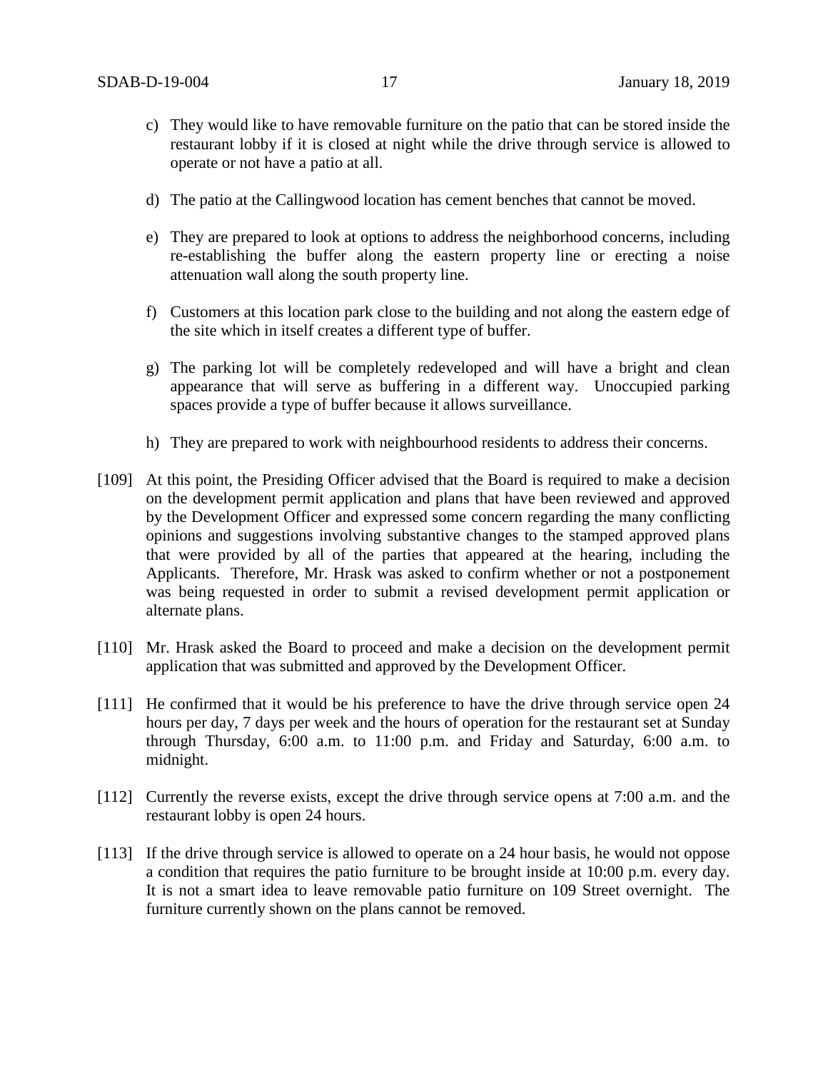c) They would like to have removable furniture on the patio that can be stored inside the restaurant lobby if it is closed at night while the drive through service is allowed to operate or not have a patio at all.

d) The patio at the Callingwood location has cement benches that cannot be moved.

e) They are prepared to look at options to address the neighborhood concerns, including re-establishing the buffer along the eastern property line or erecting a noise attenuation wall along the south property line.

f) Customers at this location park close to the building and not along the eastern edge of the site which in itself creates a different type of buffer.

g) The parking lot will be completely redeveloped and will have a bright and clean appearance that will serve as buffering in a different way. Unoccupied parking spaces provide a type of buffer because it allows surveillance.

h) They are prepared to work with neighbourhood residents to address their concerns.

[109] At this point, the Presiding Officer advised that the Board is required to make a decision on the development permit application and plans that have been reviewed and approved by the Development Officer and expressed some concern regarding the many conflicting opinions and suggestions involving substantive changes to the stamped approved plans that were provided by all of the parties that appeared at the hearing, including the Applicants. Therefore, Mr. Hrask was asked to confirm whether or not a postponement was being requested in order to submit a revised development permit application or alternate plans.

[110] Mr. Hrask asked the Board to proceed and make a decision on the development permit application that was submitted and approved by the Development Officer.

[111] He confirmed that it would be his preference to have the drive through service open 24 hours per day, 7 days per week and the hours of operation for the restaurant set at Sunday through Thursday, 6:00 a.m. to 11:00 p.m. and Friday and Saturday, 6:00 a.m. to midnight.

[112] Currently the reverse exists, except the drive through service opens at 7:00 a.m. and the restaurant lobby is open 24 hours.

[113] If the drive through service is allowed to operate on a 24 hour basis, he would not oppose a condition that requires the patio furniture to be brought inside at 10:00 p.m. every day. It is not a smart idea to leave removable patio furniture on 109 Street overnight. The furniture currently shown on the plans cannot be removed.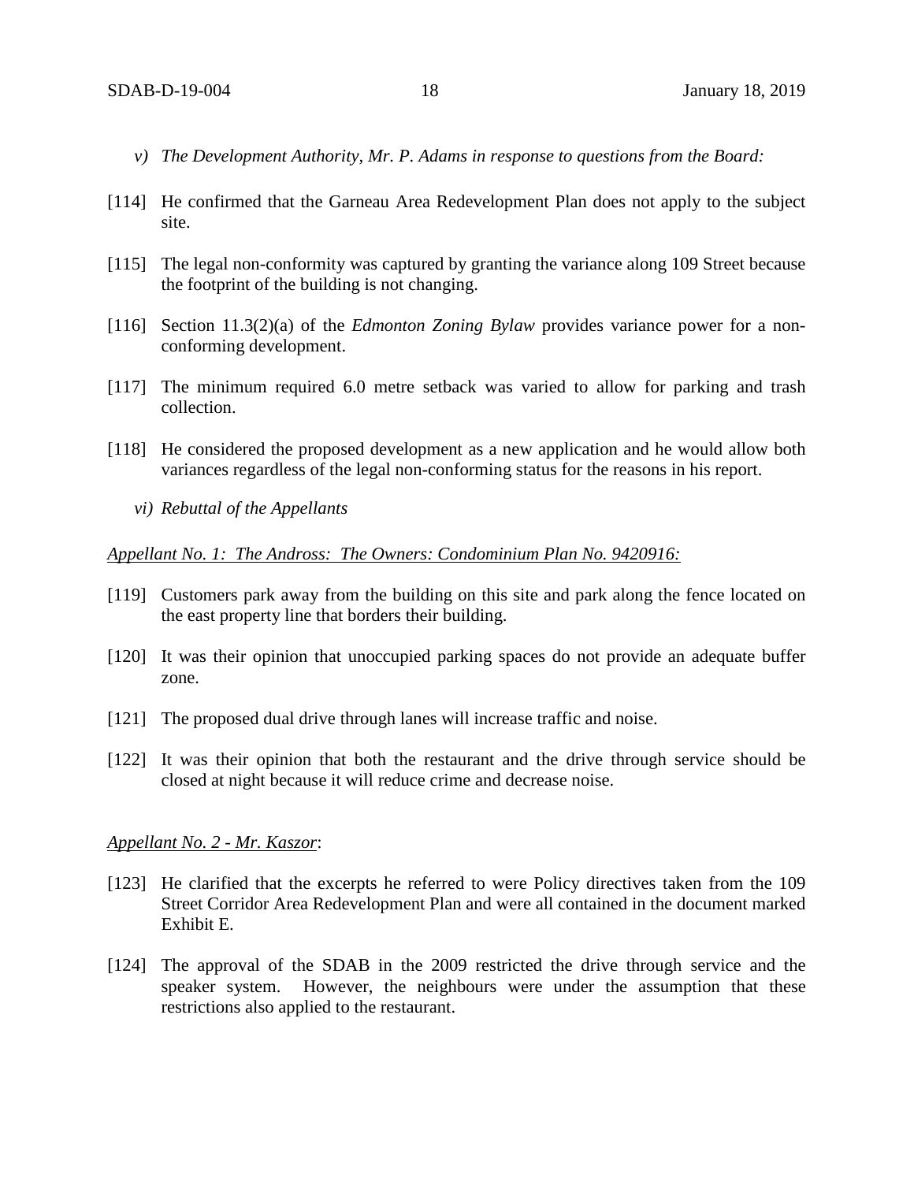*v) The Development Authority, Mr. P. Adams in response to questions from the Board:*

[114] He confirmed that the Garneau Area Redevelopment Plan does not apply to the subject site.

[115] The legal non-conformity was captured by granting the variance along 109 Street because the footprint of the building is not changing.

[116] Section 11.3(2)(a) of the *Edmonton Zoning Bylaw* provides variance power for a non-conforming development.

[117] The minimum required 6.0 metre setback was varied to allow for parking and trash collection.

[118] He considered the proposed development as a new application and he would allow both variances regardless of the legal non-conforming status for the reasons in his report.

*vi) Rebuttal of the Appellants*

*Appellant No. 1: The Andross: The Owners: Condominium Plan No. 9420916:*

[119] Customers park away from the building on this site and park along the fence located on the east property line that borders their building.

[120] It was their opinion that unoccupied parking spaces do not provide an adequate buffer zone.

[121] The proposed dual drive through lanes will increase traffic and noise.

[122] It was their opinion that both the restaurant and the drive through service should be closed at night because it will reduce crime and decrease noise.

*Appellant No. 2 - Mr. Kaszor*:

[123] He clarified that the excerpts he referred to were Policy directives taken from the 109 Street Corridor Area Redevelopment Plan and were all contained in the document marked Exhibit E.

[124] The approval of the SDAB in the 2009 restricted the drive through service and the speaker system. However, the neighbours were under the assumption that these restrictions also applied to the restaurant.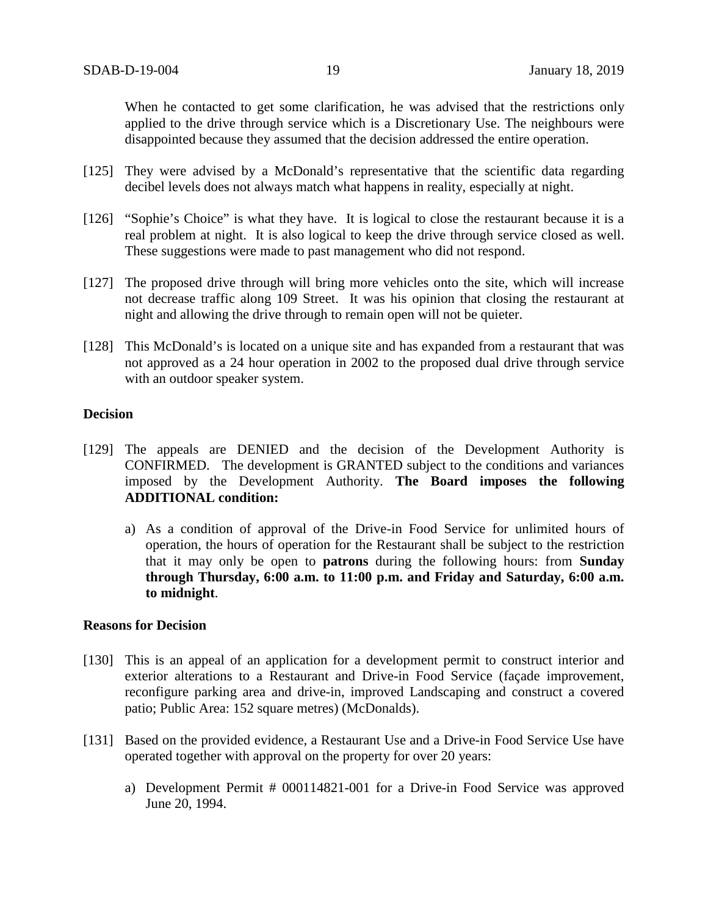When he contacted to get some clarification, he was advised that the restrictions only applied to the drive through service which is a Discretionary Use. The neighbours were disappointed because they assumed that the decision addressed the entire operation.

[125] They were advised by a McDonald's representative that the scientific data regarding decibel levels does not always match what happens in reality, especially at night.

[126] "Sophie's Choice" is what they have. It is logical to close the restaurant because it is a real problem at night. It is also logical to keep the drive through service closed as well. These suggestions were made to past management who did not respond.

[127] The proposed drive through will bring more vehicles onto the site, which will increase not decrease traffic along 109 Street. It was his opinion that closing the restaurant at night and allowing the drive through to remain open will not be quieter.

[128] This McDonald's is located on a unique site and has expanded from a restaurant that was not approved as a 24 hour operation in 2002 to the proposed dual drive through service with an outdoor speaker system.

**Decision**

[129] The appeals are DENIED and the decision of the Development Authority is CONFIRMED. The development is GRANTED subject to the conditions and variances imposed by the Development Authority. **The Board imposes the following ADDITIONAL condition:**

a) As a condition of approval of the Drive-in Food Service for unlimited hours of operation, the hours of operation for the Restaurant shall be subject to the restriction that it may only be open to **patrons** during the following hours: from **Sunday through Thursday, 6:00 a.m. to 11:00 p.m. and Friday and Saturday, 6:00 a.m. to midnight**.

**Reasons for Decision**

[130] This is an appeal of an application for a development permit to construct interior and exterior alterations to a Restaurant and Drive-in Food Service (façade improvement, reconfigure parking area and drive-in, improved Landscaping and construct a covered patio; Public Area: 152 square metres) (McDonalds).

[131] Based on the provided evidence, a Restaurant Use and a Drive-in Food Service Use have operated together with approval on the property for over 20 years:

a) Development Permit # 000114821-001 for a Drive-in Food Service was approved June 20, 1994.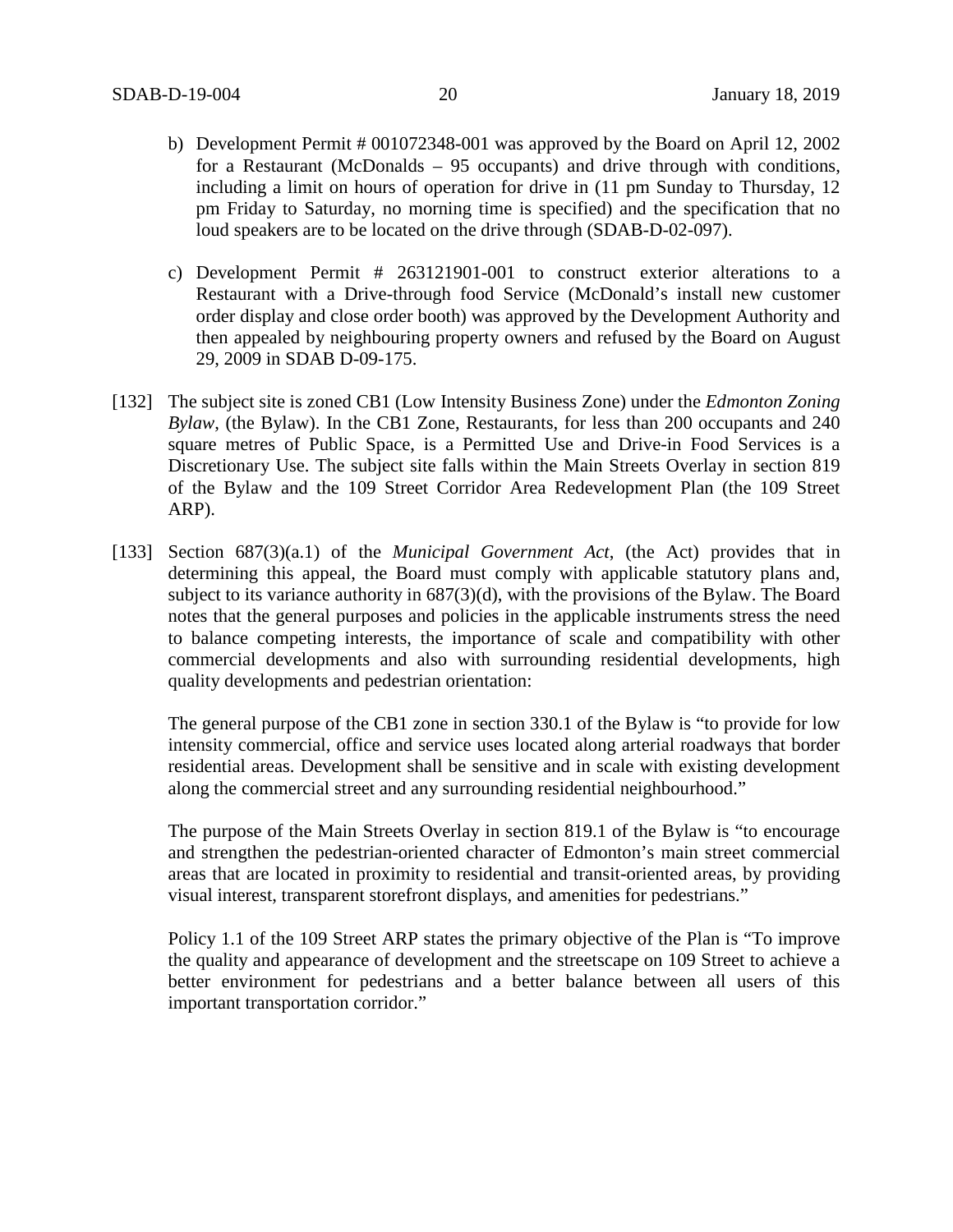b) Development Permit # 001072348-001 was approved by the Board on April 12, 2002 for a Restaurant (McDonalds – 95 occupants) and drive through with conditions, including a limit on hours of operation for drive in (11 pm Sunday to Thursday, 12 pm Friday to Saturday, no morning time is specified) and the specification that no loud speakers are to be located on the drive through (SDAB-D-02-097).

c) Development Permit # 263121901-001 to construct exterior alterations to a Restaurant with a Drive-through food Service (McDonald's install new customer order display and close order booth) was approved by the Development Authority and then appealed by neighbouring property owners and refused by the Board on August 29, 2009 in SDAB D-09-175.

[132] The subject site is zoned CB1 (Low Intensity Business Zone) under the *Edmonton Zoning Bylaw*, (the Bylaw). In the CB1 Zone, Restaurants, for less than 200 occupants and 240 square metres of Public Space, is a Permitted Use and Drive-in Food Services is a Discretionary Use. The subject site falls within the Main Streets Overlay in section 819 of the Bylaw and the 109 Street Corridor Area Redevelopment Plan (the 109 Street ARP).

[133] Section 687(3)(a.1) of the *Municipal Government Act*, (the Act) provides that in determining this appeal, the Board must comply with applicable statutory plans and, subject to its variance authority in 687(3)(d), with the provisions of the Bylaw. The Board notes that the general purposes and policies in the applicable instruments stress the need to balance competing interests, the importance of scale and compatibility with other commercial developments and also with surrounding residential developments, high quality developments and pedestrian orientation:

The general purpose of the CB1 zone in section 330.1 of the Bylaw is "to provide for low intensity commercial, office and service uses located along arterial roadways that border residential areas. Development shall be sensitive and in scale with existing development along the commercial street and any surrounding residential neighbourhood."

The purpose of the Main Streets Overlay in section 819.1 of the Bylaw is "to encourage and strengthen the pedestrian-oriented character of Edmonton's main street commercial areas that are located in proximity to residential and transit-oriented areas, by providing visual interest, transparent storefront displays, and amenities for pedestrians."

Policy 1.1 of the 109 Street ARP states the primary objective of the Plan is "To improve the quality and appearance of development and the streetscape on 109 Street to achieve a better environment for pedestrians and a better balance between all users of this important transportation corridor."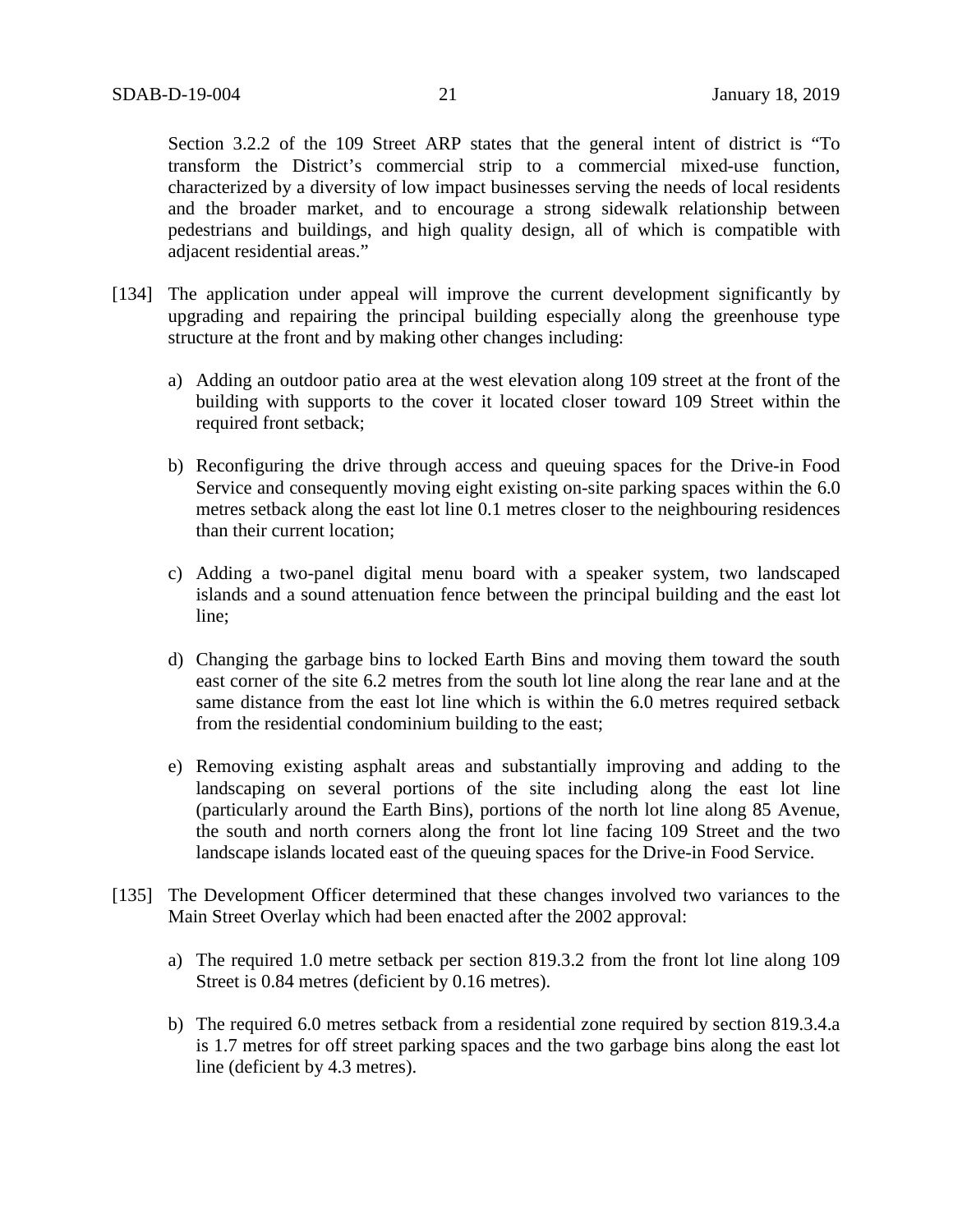Section 3.2.2 of the 109 Street ARP states that the general intent of district is "To transform the District's commercial strip to a commercial mixed-use function, characterized by a diversity of low impact businesses serving the needs of local residents and the broader market, and to encourage a strong sidewalk relationship between pedestrians and buildings, and high quality design, all of which is compatible with adjacent residential areas."

[134] The application under appeal will improve the current development significantly by upgrading and repairing the principal building especially along the greenhouse type structure at the front and by making other changes including:

a) Adding an outdoor patio area at the west elevation along 109 street at the front of the building with supports to the cover it located closer toward 109 Street within the required front setback;

b) Reconfiguring the drive through access and queuing spaces for the Drive-in Food Service and consequently moving eight existing on-site parking spaces within the 6.0 metres setback along the east lot line 0.1 metres closer to the neighbouring residences than their current location;

c) Adding a two-panel digital menu board with a speaker system, two landscaped islands and a sound attenuation fence between the principal building and the east lot line;

d) Changing the garbage bins to locked Earth Bins and moving them toward the south east corner of the site 6.2 metres from the south lot line along the rear lane and at the same distance from the east lot line which is within the 6.0 metres required setback from the residential condominium building to the east;

e) Removing existing asphalt areas and substantially improving and adding to the landscaping on several portions of the site including along the east lot line (particularly around the Earth Bins), portions of the north lot line along 85 Avenue, the south and north corners along the front lot line facing 109 Street and the two landscape islands located east of the queuing spaces for the Drive-in Food Service.

[135] The Development Officer determined that these changes involved two variances to the Main Street Overlay which had been enacted after the 2002 approval:

a) The required 1.0 metre setback per section 819.3.2 from the front lot line along 109 Street is 0.84 metres (deficient by 0.16 metres).

b) The required 6.0 metres setback from a residential zone required by section 819.3.4.a is 1.7 metres for off street parking spaces and the two garbage bins along the east lot line (deficient by 4.3 metres).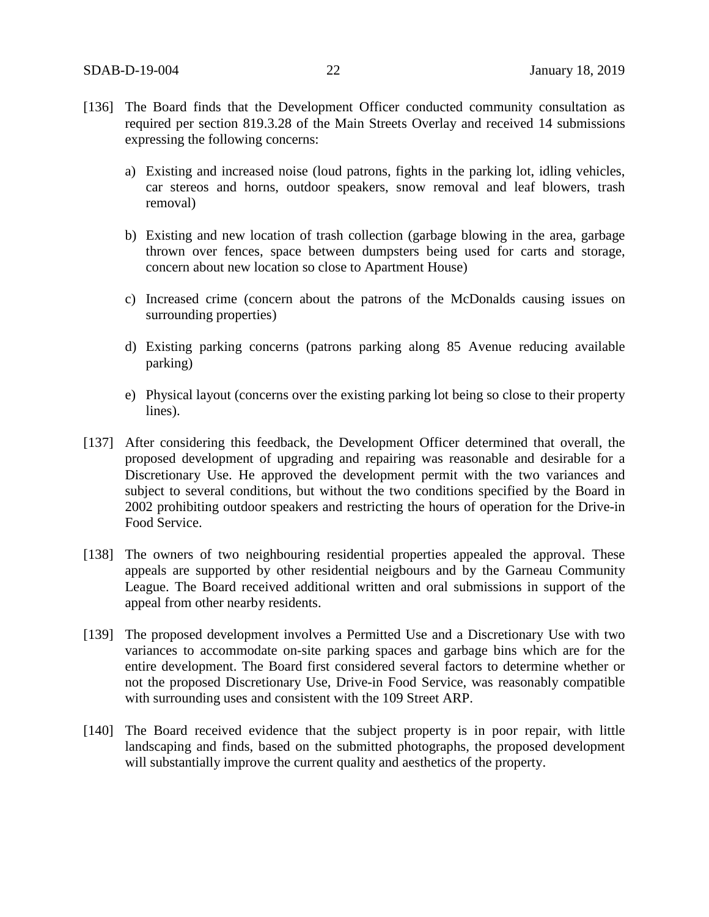[136] The Board finds that the Development Officer conducted community consultation as required per section 819.3.28 of the Main Streets Overlay and received 14 submissions expressing the following concerns:

a) Existing and increased noise (loud patrons, fights in the parking lot, idling vehicles, car stereos and horns, outdoor speakers, snow removal and leaf blowers, trash removal)

b) Existing and new location of trash collection (garbage blowing in the area, garbage thrown over fences, space between dumpsters being used for carts and storage, concern about new location so close to Apartment House)

c) Increased crime (concern about the patrons of the McDonalds causing issues on surrounding properties)

d) Existing parking concerns (patrons parking along 85 Avenue reducing available parking)

e) Physical layout (concerns over the existing parking lot being so close to their property lines).

[137] After considering this feedback, the Development Officer determined that overall, the proposed development of upgrading and repairing was reasonable and desirable for a Discretionary Use. He approved the development permit with the two variances and subject to several conditions, but without the two conditions specified by the Board in 2002 prohibiting outdoor speakers and restricting the hours of operation for the Drive-in Food Service.

[138] The owners of two neighbouring residential properties appealed the approval. These appeals are supported by other residential neigbours and by the Garneau Community League. The Board received additional written and oral submissions in support of the appeal from other nearby residents.

[139] The proposed development involves a Permitted Use and a Discretionary Use with two variances to accommodate on-site parking spaces and garbage bins which are for the entire development. The Board first considered several factors to determine whether or not the proposed Discretionary Use, Drive-in Food Service, was reasonably compatible with surrounding uses and consistent with the 109 Street ARP.

[140] The Board received evidence that the subject property is in poor repair, with little landscaping and finds, based on the submitted photographs, the proposed development will substantially improve the current quality and aesthetics of the property.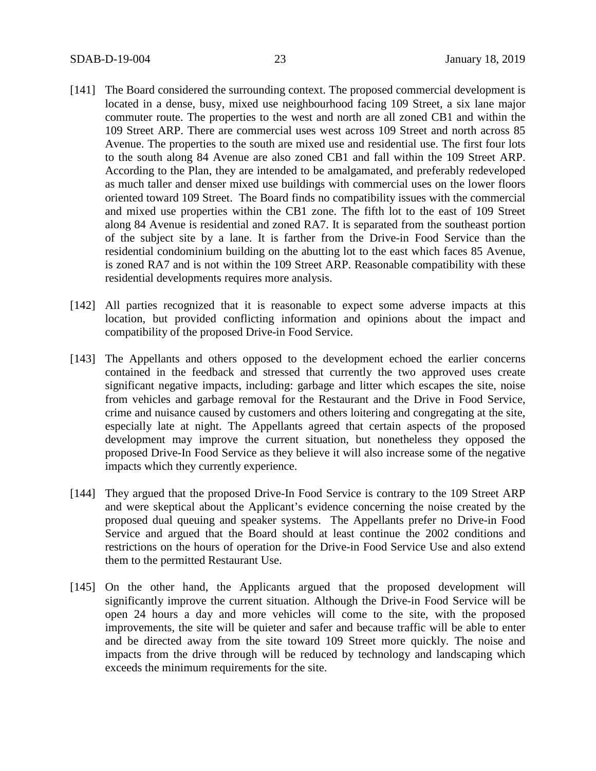[141] The Board considered the surrounding context. The proposed commercial development is located in a dense, busy, mixed use neighbourhood facing 109 Street, a six lane major commuter route. The properties to the west and north are all zoned CB1 and within the 109 Street ARP. There are commercial uses west across 109 Street and north across 85 Avenue. The properties to the south are mixed use and residential use. The first four lots to the south along 84 Avenue are also zoned CB1 and fall within the 109 Street ARP. According to the Plan, they are intended to be amalgamated, and preferably redeveloped as much taller and denser mixed use buildings with commercial uses on the lower floors oriented toward 109 Street. The Board finds no compatibility issues with the commercial and mixed use properties within the CB1 zone. The fifth lot to the east of 109 Street along 84 Avenue is residential and zoned RA7. It is separated from the southeast portion of the subject site by a lane. It is farther from the Drive-in Food Service than the residential condominium building on the abutting lot to the east which faces 85 Avenue, is zoned RA7 and is not within the 109 Street ARP. Reasonable compatibility with these residential developments requires more analysis.

[142] All parties recognized that it is reasonable to expect some adverse impacts at this location, but provided conflicting information and opinions about the impact and compatibility of the proposed Drive-in Food Service.

[143] The Appellants and others opposed to the development echoed the earlier concerns contained in the feedback and stressed that currently the two approved uses create significant negative impacts, including: garbage and litter which escapes the site, noise from vehicles and garbage removal for the Restaurant and the Drive in Food Service, crime and nuisance caused by customers and others loitering and congregating at the site, especially late at night. The Appellants agreed that certain aspects of the proposed development may improve the current situation, but nonetheless they opposed the proposed Drive-In Food Service as they believe it will also increase some of the negative impacts which they currently experience.

[144] They argued that the proposed Drive-In Food Service is contrary to the 109 Street ARP and were skeptical about the Applicant's evidence concerning the noise created by the proposed dual queuing and speaker systems. The Appellants prefer no Drive-in Food Service and argued that the Board should at least continue the 2002 conditions and restrictions on the hours of operation for the Drive-in Food Service Use and also extend them to the permitted Restaurant Use.

[145] On the other hand, the Applicants argued that the proposed development will significantly improve the current situation. Although the Drive-in Food Service will be open 24 hours a day and more vehicles will come to the site, with the proposed improvements, the site will be quieter and safer and because traffic will be able to enter and be directed away from the site toward 109 Street more quickly. The noise and impacts from the drive through will be reduced by technology and landscaping which exceeds the minimum requirements for the site.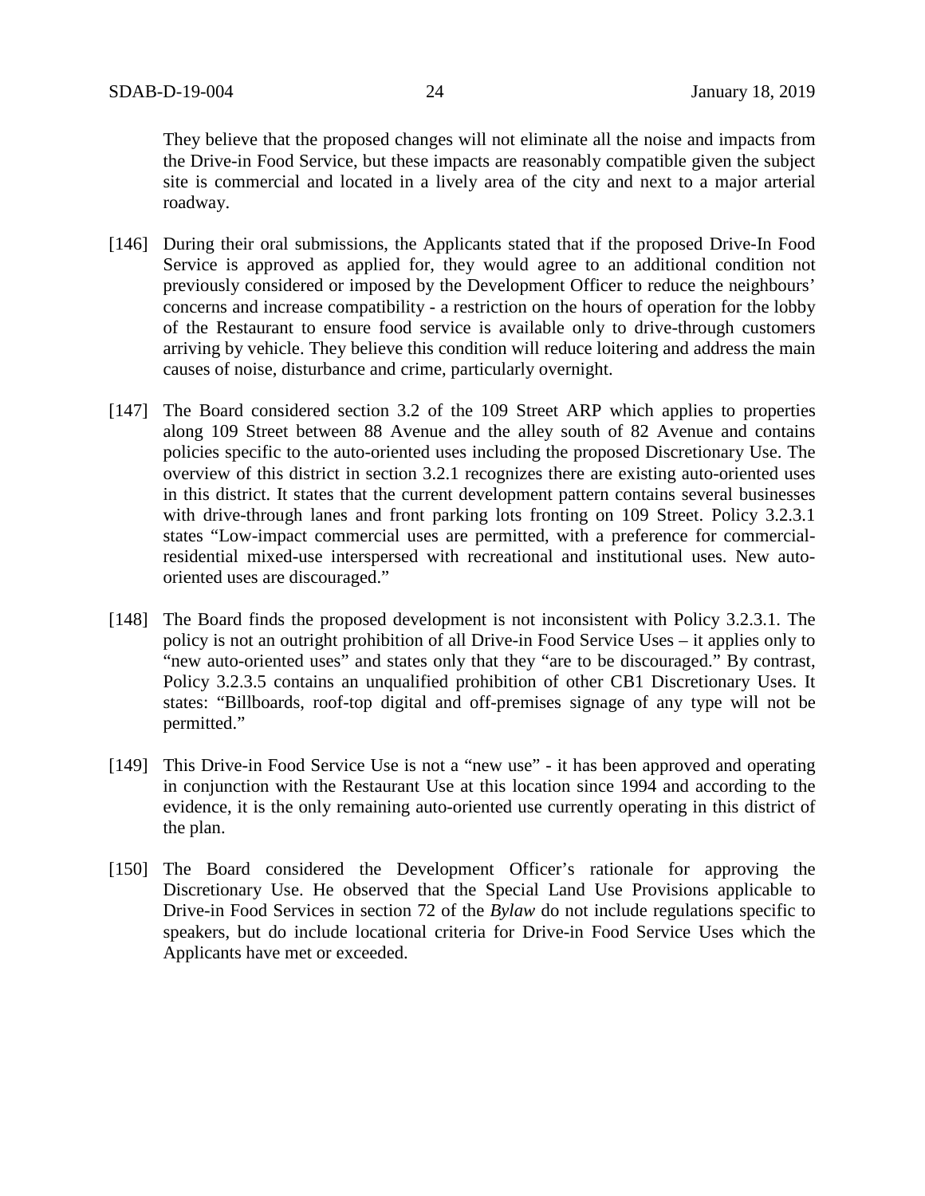They believe that the proposed changes will not eliminate all the noise and impacts from the Drive-in Food Service, but these impacts are reasonably compatible given the subject site is commercial and located in a lively area of the city and next to a major arterial roadway.

[146] During their oral submissions, the Applicants stated that if the proposed Drive-In Food Service is approved as applied for, they would agree to an additional condition not previously considered or imposed by the Development Officer to reduce the neighbours' concerns and increase compatibility - a restriction on the hours of operation for the lobby of the Restaurant to ensure food service is available only to drive-through customers arriving by vehicle. They believe this condition will reduce loitering and address the main causes of noise, disturbance and crime, particularly overnight.

[147] The Board considered section 3.2 of the 109 Street ARP which applies to properties along 109 Street between 88 Avenue and the alley south of 82 Avenue and contains policies specific to the auto-oriented uses including the proposed Discretionary Use. The overview of this district in section 3.2.1 recognizes there are existing auto-oriented uses in this district. It states that the current development pattern contains several businesses with drive-through lanes and front parking lots fronting on 109 Street. Policy 3.2.3.1 states "Low-impact commercial uses are permitted, with a preference for commercial-residential mixed-use interspersed with recreational and institutional uses. New auto-oriented uses are discouraged."

[148] The Board finds the proposed development is not inconsistent with Policy 3.2.3.1. The policy is not an outright prohibition of all Drive-in Food Service Uses – it applies only to "new auto-oriented uses" and states only that they "are to be discouraged." By contrast, Policy 3.2.3.5 contains an unqualified prohibition of other CB1 Discretionary Uses. It states: "Billboards, roof-top digital and off-premises signage of any type will not be permitted."

[149] This Drive-in Food Service Use is not a "new use" - it has been approved and operating in conjunction with the Restaurant Use at this location since 1994 and according to the evidence, it is the only remaining auto-oriented use currently operating in this district of the plan.

[150] The Board considered the Development Officer's rationale for approving the Discretionary Use. He observed that the Special Land Use Provisions applicable to Drive-in Food Services in section 72 of the *Bylaw* do not include regulations specific to speakers, but do include locational criteria for Drive-in Food Service Uses which the Applicants have met or exceeded.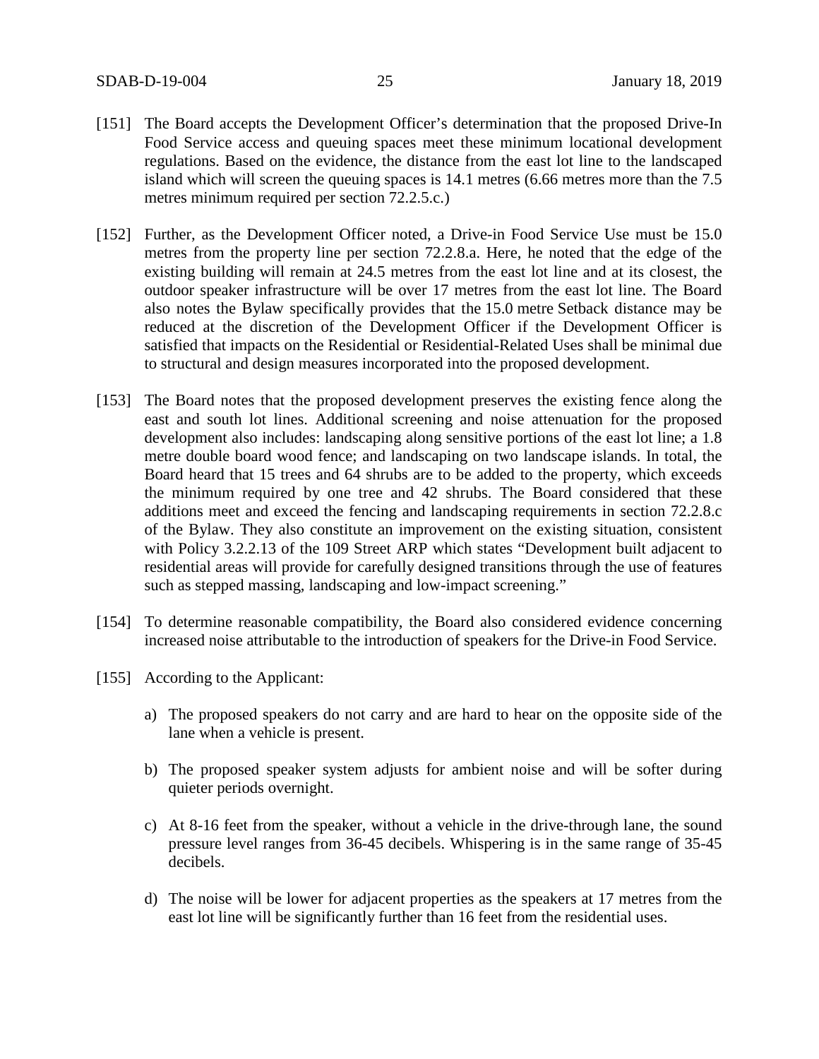[151] The Board accepts the Development Officer's determination that the proposed Drive-In Food Service access and queuing spaces meet these minimum locational development regulations. Based on the evidence, the distance from the east lot line to the landscaped island which will screen the queuing spaces is 14.1 metres (6.66 metres more than the 7.5 metres minimum required per section 72.2.5.c.)

[152] Further, as the Development Officer noted, a Drive-in Food Service Use must be 15.0 metres from the property line per section 72.2.8.a. Here, he noted that the edge of the existing building will remain at 24.5 metres from the east lot line and at its closest, the outdoor speaker infrastructure will be over 17 metres from the east lot line. The Board also notes the Bylaw specifically provides that the 15.0 metre Setback distance may be reduced at the discretion of the Development Officer if the Development Officer is satisfied that impacts on the Residential or Residential-Related Uses shall be minimal due to structural and design measures incorporated into the proposed development.

[153] The Board notes that the proposed development preserves the existing fence along the east and south lot lines. Additional screening and noise attenuation for the proposed development also includes: landscaping along sensitive portions of the east lot line; a 1.8 metre double board wood fence; and landscaping on two landscape islands. In total, the Board heard that 15 trees and 64 shrubs are to be added to the property, which exceeds the minimum required by one tree and 42 shrubs. The Board considered that these additions meet and exceed the fencing and landscaping requirements in section 72.2.8.c of the Bylaw. They also constitute an improvement on the existing situation, consistent with Policy 3.2.2.13 of the 109 Street ARP which states "Development built adjacent to residential areas will provide for carefully designed transitions through the use of features such as stepped massing, landscaping and low-impact screening."

[154] To determine reasonable compatibility, the Board also considered evidence concerning increased noise attributable to the introduction of speakers for the Drive-in Food Service.

[155] According to the Applicant:

a) The proposed speakers do not carry and are hard to hear on the opposite side of the lane when a vehicle is present.

b) The proposed speaker system adjusts for ambient noise and will be softer during quieter periods overnight.

c) At 8-16 feet from the speaker, without a vehicle in the drive-through lane, the sound pressure level ranges from 36-45 decibels. Whispering is in the same range of 35-45 decibels.

d) The noise will be lower for adjacent properties as the speakers at 17 metres from the east lot line will be significantly further than 16 feet from the residential uses.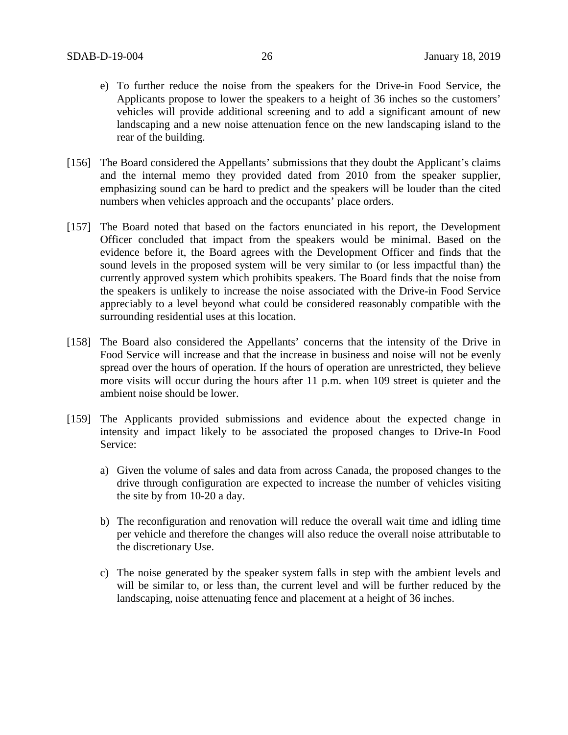e) To further reduce the noise from the speakers for the Drive-in Food Service, the Applicants propose to lower the speakers to a height of 36 inches so the customers' vehicles will provide additional screening and to add a significant amount of new landscaping and a new noise attenuation fence on the new landscaping island to the rear of the building.

[156] The Board considered the Appellants' submissions that they doubt the Applicant's claims and the internal memo they provided dated from 2010 from the speaker supplier, emphasizing sound can be hard to predict and the speakers will be louder than the cited numbers when vehicles approach and the occupants' place orders.

[157] The Board noted that based on the factors enunciated in his report, the Development Officer concluded that impact from the speakers would be minimal. Based on the evidence before it, the Board agrees with the Development Officer and finds that the sound levels in the proposed system will be very similar to (or less impactful than) the currently approved system which prohibits speakers. The Board finds that the noise from the speakers is unlikely to increase the noise associated with the Drive-in Food Service appreciably to a level beyond what could be considered reasonably compatible with the surrounding residential uses at this location.

[158] The Board also considered the Appellants' concerns that the intensity of the Drive in Food Service will increase and that the increase in business and noise will not be evenly spread over the hours of operation. If the hours of operation are unrestricted, they believe more visits will occur during the hours after 11 p.m. when 109 street is quieter and the ambient noise should be lower.

[159] The Applicants provided submissions and evidence about the expected change in intensity and impact likely to be associated the proposed changes to Drive-In Food Service:

a) Given the volume of sales and data from across Canada, the proposed changes to the drive through configuration are expected to increase the number of vehicles visiting the site by from 10-20 a day.

b) The reconfiguration and renovation will reduce the overall wait time and idling time per vehicle and therefore the changes will also reduce the overall noise attributable to the discretionary Use.

c) The noise generated by the speaker system falls in step with the ambient levels and will be similar to, or less than, the current level and will be further reduced by the landscaping, noise attenuating fence and placement at a height of 36 inches.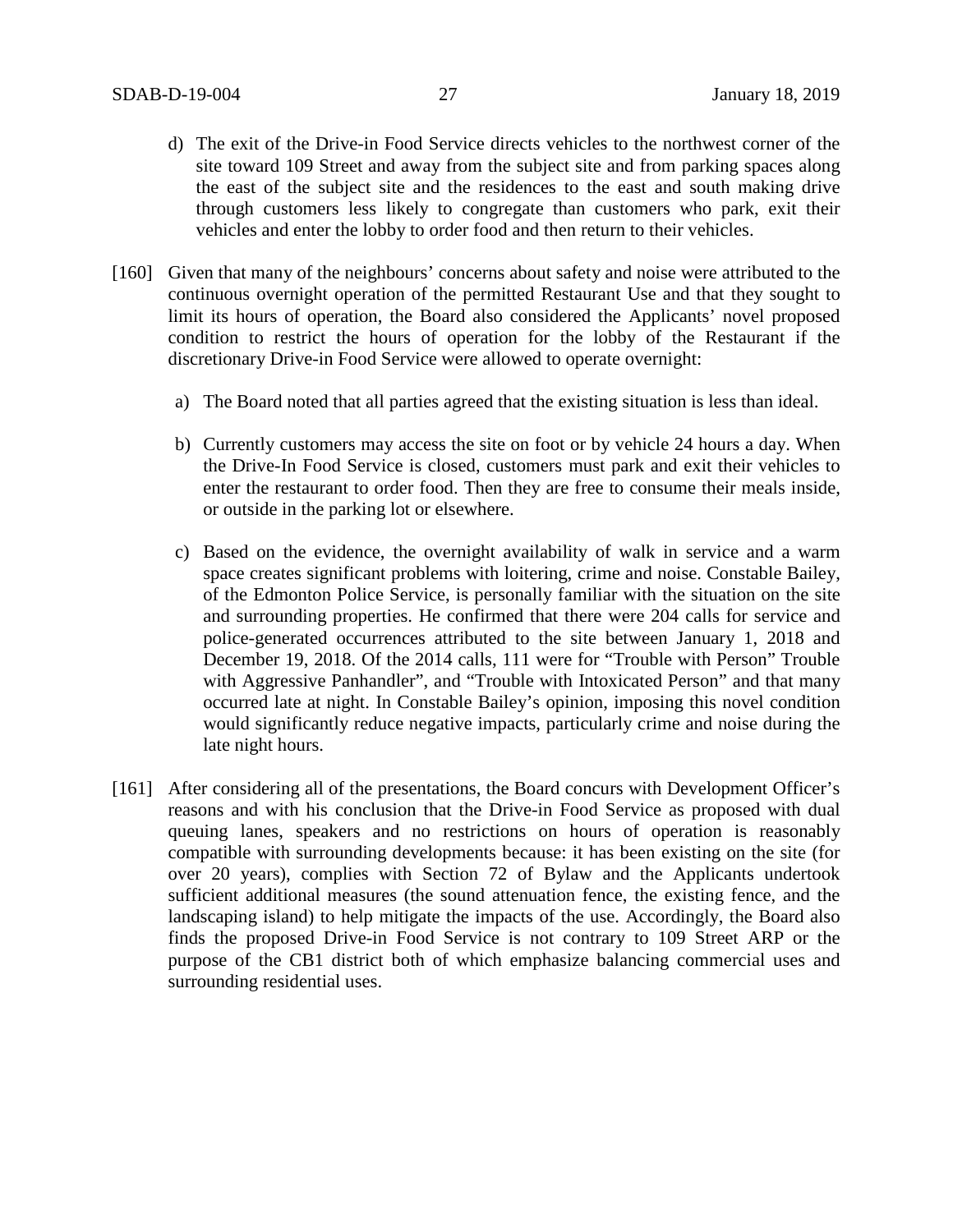d) The exit of the Drive-in Food Service directs vehicles to the northwest corner of the site toward 109 Street and away from the subject site and from parking spaces along the east of the subject site and the residences to the east and south making drive through customers less likely to congregate than customers who park, exit their vehicles and enter the lobby to order food and then return to their vehicles.

[160] Given that many of the neighbours' concerns about safety and noise were attributed to the continuous overnight operation of the permitted Restaurant Use and that they sought to limit its hours of operation, the Board also considered the Applicants' novel proposed condition to restrict the hours of operation for the lobby of the Restaurant if the discretionary Drive-in Food Service were allowed to operate overnight:

a) The Board noted that all parties agreed that the existing situation is less than ideal.

b) Currently customers may access the site on foot or by vehicle 24 hours a day. When the Drive-In Food Service is closed, customers must park and exit their vehicles to enter the restaurant to order food. Then they are free to consume their meals inside, or outside in the parking lot or elsewhere.

c) Based on the evidence, the overnight availability of walk in service and a warm space creates significant problems with loitering, crime and noise. Constable Bailey, of the Edmonton Police Service, is personally familiar with the situation on the site and surrounding properties. He confirmed that there were 204 calls for service and police-generated occurrences attributed to the site between January 1, 2018 and December 19, 2018. Of the 2014 calls, 111 were for "Trouble with Person" Trouble with Aggressive Panhandler", and "Trouble with Intoxicated Person" and that many occurred late at night. In Constable Bailey's opinion, imposing this novel condition would significantly reduce negative impacts, particularly crime and noise during the late night hours.

[161] After considering all of the presentations, the Board concurs with Development Officer's reasons and with his conclusion that the Drive-in Food Service as proposed with dual queuing lanes, speakers and no restrictions on hours of operation is reasonably compatible with surrounding developments because: it has been existing on the site (for over 20 years), complies with Section 72 of Bylaw and the Applicants undertook sufficient additional measures (the sound attenuation fence, the existing fence, and the landscaping island) to help mitigate the impacts of the use. Accordingly, the Board also finds the proposed Drive-in Food Service is not contrary to 109 Street ARP or the purpose of the CB1 district both of which emphasize balancing commercial uses and surrounding residential uses.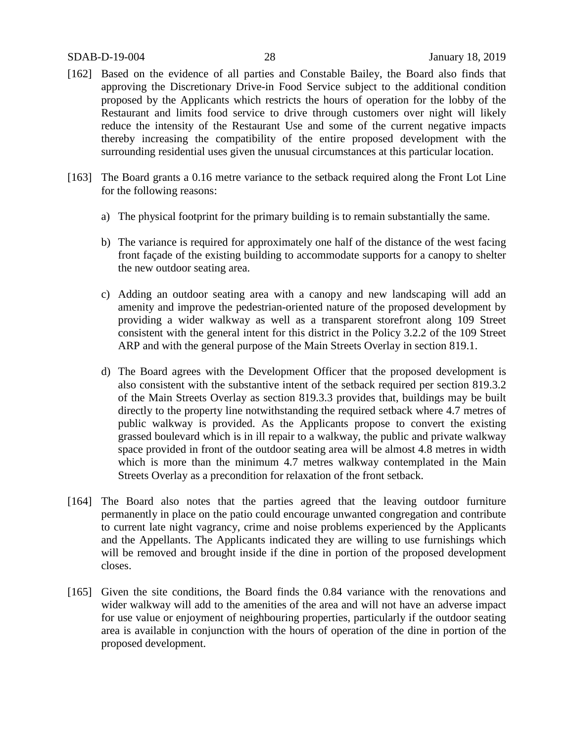[162] Based on the evidence of all parties and Constable Bailey, the Board also finds that approving the Discretionary Drive-in Food Service subject to the additional condition proposed by the Applicants which restricts the hours of operation for the lobby of the Restaurant and limits food service to drive through customers over night will likely reduce the intensity of the Restaurant Use and some of the current negative impacts thereby increasing the compatibility of the entire proposed development with the surrounding residential uses given the unusual circumstances at this particular location.

[163] The Board grants a 0.16 metre variance to the setback required along the Front Lot Line for the following reasons:

a) The physical footprint for the primary building is to remain substantially the same.

b) The variance is required for approximately one half of the distance of the west facing front façade of the existing building to accommodate supports for a canopy to shelter the new outdoor seating area.

c) Adding an outdoor seating area with a canopy and new landscaping will add an amenity and improve the pedestrian-oriented nature of the proposed development by providing a wider walkway as well as a transparent storefront along 109 Street consistent with the general intent for this district in the Policy 3.2.2 of the 109 Street ARP and with the general purpose of the Main Streets Overlay in section 819.1.

d) The Board agrees with the Development Officer that the proposed development is also consistent with the substantive intent of the setback required per section 819.3.2 of the Main Streets Overlay as section 819.3.3 provides that, buildings may be built directly to the property line notwithstanding the required setback where 4.7 metres of public walkway is provided. As the Applicants propose to convert the existing grassed boulevard which is in ill repair to a walkway, the public and private walkway space provided in front of the outdoor seating area will be almost 4.8 metres in width which is more than the minimum 4.7 metres walkway contemplated in the Main Streets Overlay as a precondition for relaxation of the front setback.

[164] The Board also notes that the parties agreed that the leaving outdoor furniture permanently in place on the patio could encourage unwanted congregation and contribute to current late night vagrancy, crime and noise problems experienced by the Applicants and the Appellants. The Applicants indicated they are willing to use furnishings which will be removed and brought inside if the dine in portion of the proposed development closes.

[165] Given the site conditions, the Board finds the 0.84 variance with the renovations and wider walkway will add to the amenities of the area and will not have an adverse impact for use value or enjoyment of neighbouring properties, particularly if the outdoor seating area is available in conjunction with the hours of operation of the dine in portion of the proposed development.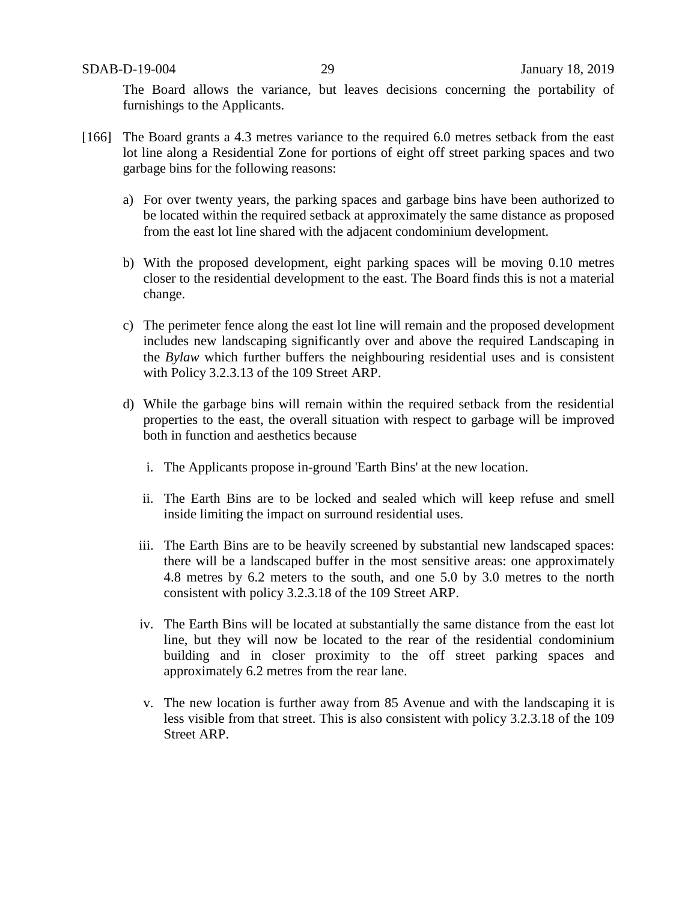The Board allows the variance, but leaves decisions concerning the portability of furnishings to the Applicants.

[166] The Board grants a 4.3 metres variance to the required 6.0 metres setback from the east lot line along a Residential Zone for portions of eight off street parking spaces and two garbage bins for the following reasons:

a) For over twenty years, the parking spaces and garbage bins have been authorized to be located within the required setback at approximately the same distance as proposed from the east lot line shared with the adjacent condominium development.

b) With the proposed development, eight parking spaces will be moving 0.10 metres closer to the residential development to the east. The Board finds this is not a material change.

c) The perimeter fence along the east lot line will remain and the proposed development includes new landscaping significantly over and above the required Landscaping in the *Bylaw* which further buffers the neighbouring residential uses and is consistent with Policy 3.2.3.13 of the 109 Street ARP.

d) While the garbage bins will remain within the required setback from the residential properties to the east, the overall situation with respect to garbage will be improved both in function and aesthetics because

   i. The Applicants propose in-ground 'Earth Bins' at the new location.

   ii. The Earth Bins are to be locked and sealed which will keep refuse and smell inside limiting the impact on surround residential uses.

   iii. The Earth Bins are to be heavily screened by substantial new landscaped spaces: there will be a landscaped buffer in the most sensitive areas: one approximately 4.8 metres by 6.2 meters to the south, and one 5.0 by 3.0 metres to the north consistent with policy 3.2.3.18 of the 109 Street ARP.

   iv. The Earth Bins will be located at substantially the same distance from the east lot line, but they will now be located to the rear of the residential condominium building and in closer proximity to the off street parking spaces and approximately 6.2 metres from the rear lane.

   v. The new location is further away from 85 Avenue and with the landscaping it is less visible from that street. This is also consistent with policy 3.2.3.18 of the 109 Street ARP.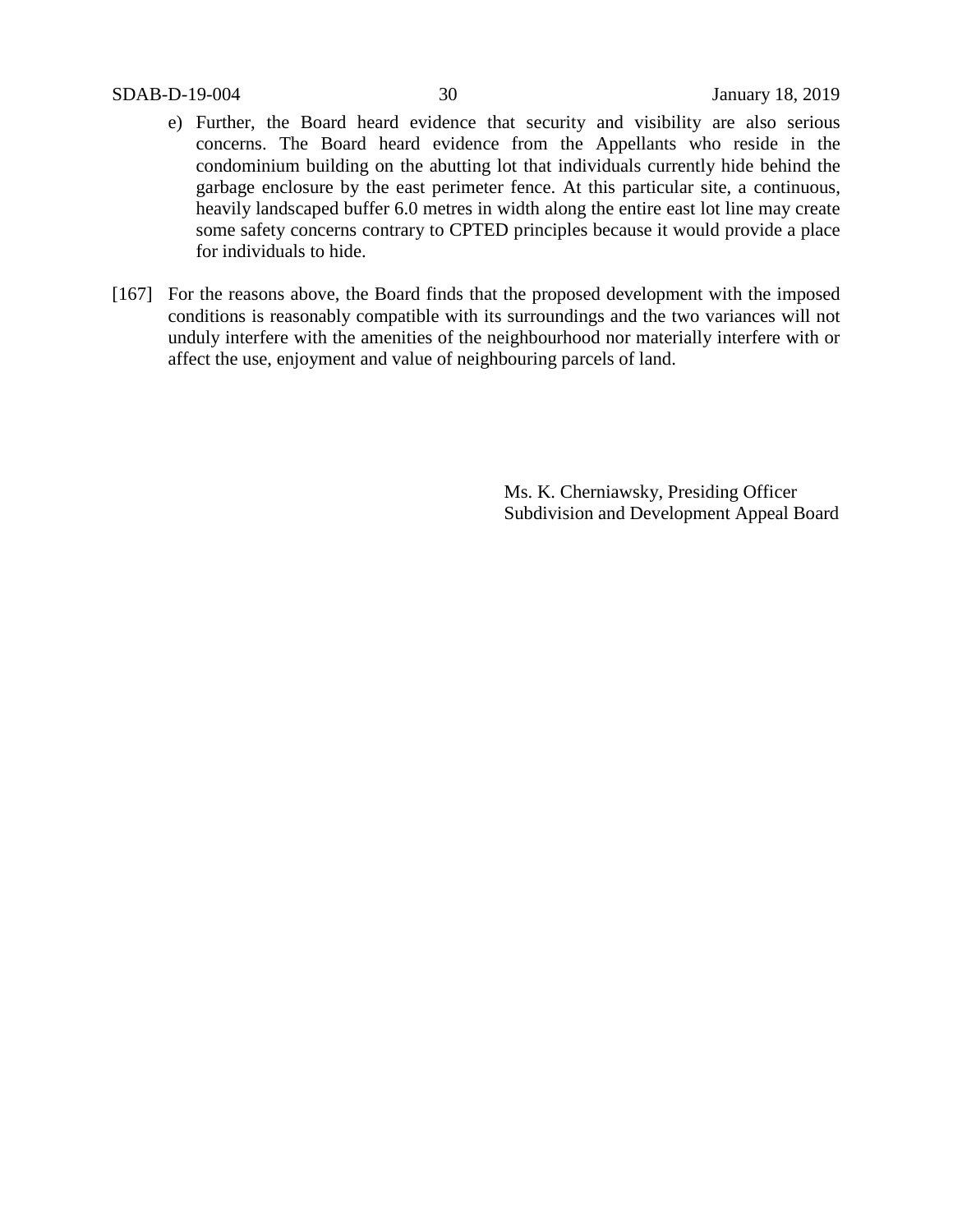e) Further, the Board heard evidence that security and visibility are also serious concerns. The Board heard evidence from the Appellants who reside in the condominium building on the abutting lot that individuals currently hide behind the garbage enclosure by the east perimeter fence. At this particular site, a continuous, heavily landscaped buffer 6.0 metres in width along the entire east lot line may create some safety concerns contrary to CPTED principles because it would provide a place for individuals to hide.

[167] For the reasons above, the Board finds that the proposed development with the imposed conditions is reasonably compatible with its surroundings and the two variances will not unduly interfere with the amenities of the neighbourhood nor materially interfere with or affect the use, enjoyment and value of neighbouring parcels of land.

Ms. K. Cherniawsky, Presiding Officer
Subdivision and Development Appeal Board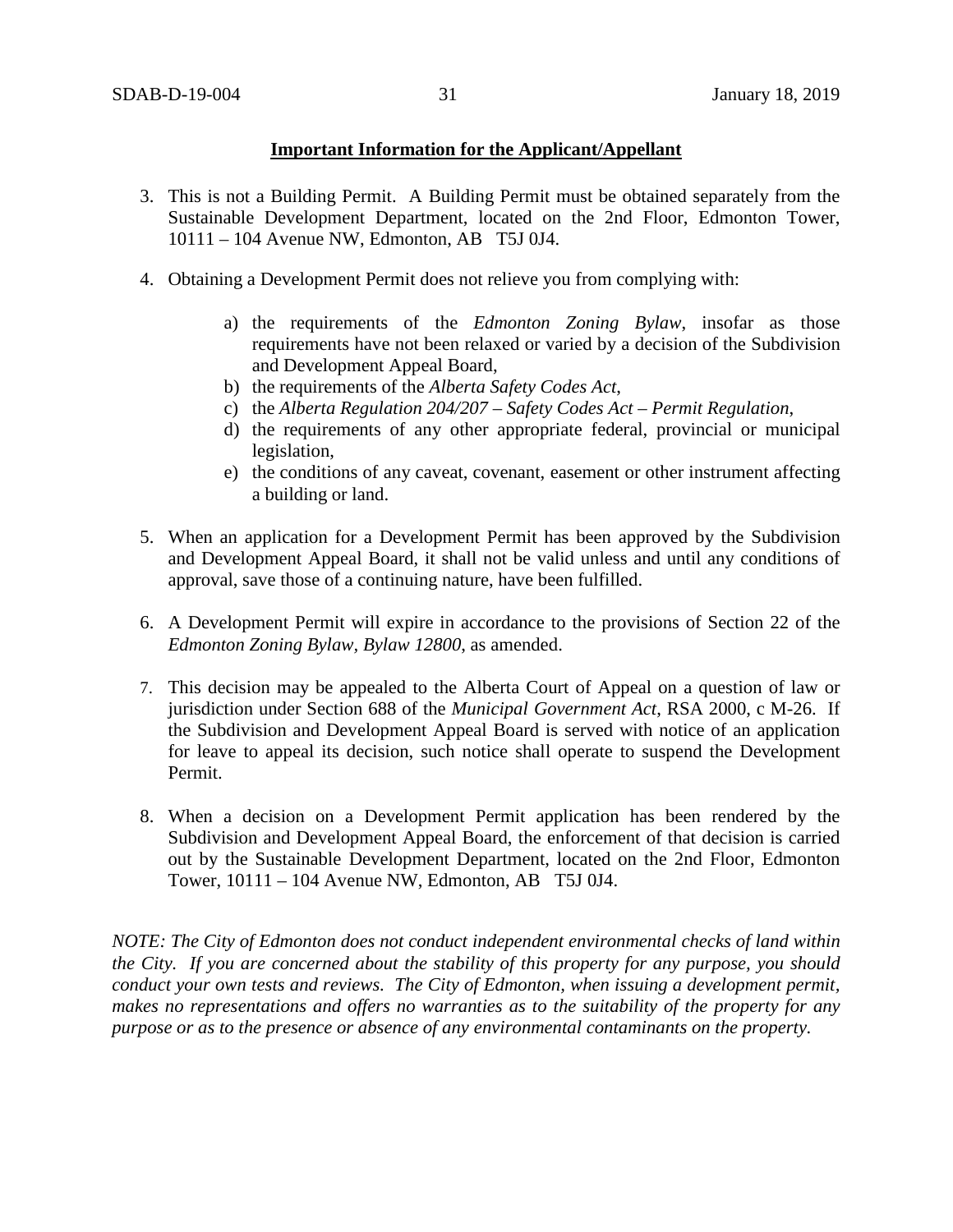**Important Information for the Applicant/Appellant**

3. This is not a Building Permit. A Building Permit must be obtained separately from the Sustainable Development Department, located on the 2nd Floor, Edmonton Tower, 10111 – 104 Avenue NW, Edmonton, AB T5J 0J4.

4. Obtaining a Development Permit does not relieve you from complying with:

   a) the requirements of the *Edmonton Zoning Bylaw*, insofar as those requirements have not been relaxed or varied by a decision of the Subdivision and Development Appeal Board,
   b) the requirements of the *Alberta Safety Codes Act*,
   c) the *Alberta Regulation 204/207 – Safety Codes Act – Permit Regulation*,
   d) the requirements of any other appropriate federal, provincial or municipal legislation,
   e) the conditions of any caveat, covenant, easement or other instrument affecting a building or land.

5. When an application for a Development Permit has been approved by the Subdivision and Development Appeal Board, it shall not be valid unless and until any conditions of approval, save those of a continuing nature, have been fulfilled.

6. A Development Permit will expire in accordance to the provisions of Section 22 of the *Edmonton Zoning Bylaw, Bylaw 12800*, as amended.

7. This decision may be appealed to the Alberta Court of Appeal on a question of law or jurisdiction under Section 688 of the *Municipal Government Act*, RSA 2000, c M-26. If the Subdivision and Development Appeal Board is served with notice of an application for leave to appeal its decision, such notice shall operate to suspend the Development Permit.

8. When a decision on a Development Permit application has been rendered by the Subdivision and Development Appeal Board, the enforcement of that decision is carried out by the Sustainable Development Department, located on the 2nd Floor, Edmonton Tower, 10111 – 104 Avenue NW, Edmonton, AB T5J 0J4.

*NOTE: The City of Edmonton does not conduct independent environmental checks of land within the City. If you are concerned about the stability of this property for any purpose, you should conduct your own tests and reviews. The City of Edmonton, when issuing a development permit, makes no representations and offers no warranties as to the suitability of the property for any purpose or as to the presence or absence of any environmental contaminants on the property.*